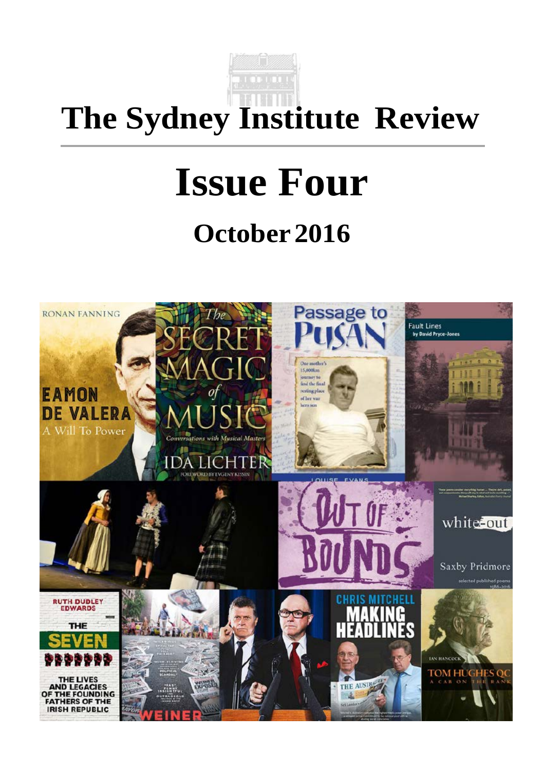# The Sydney Institute Review

# Issue Four

## October 2016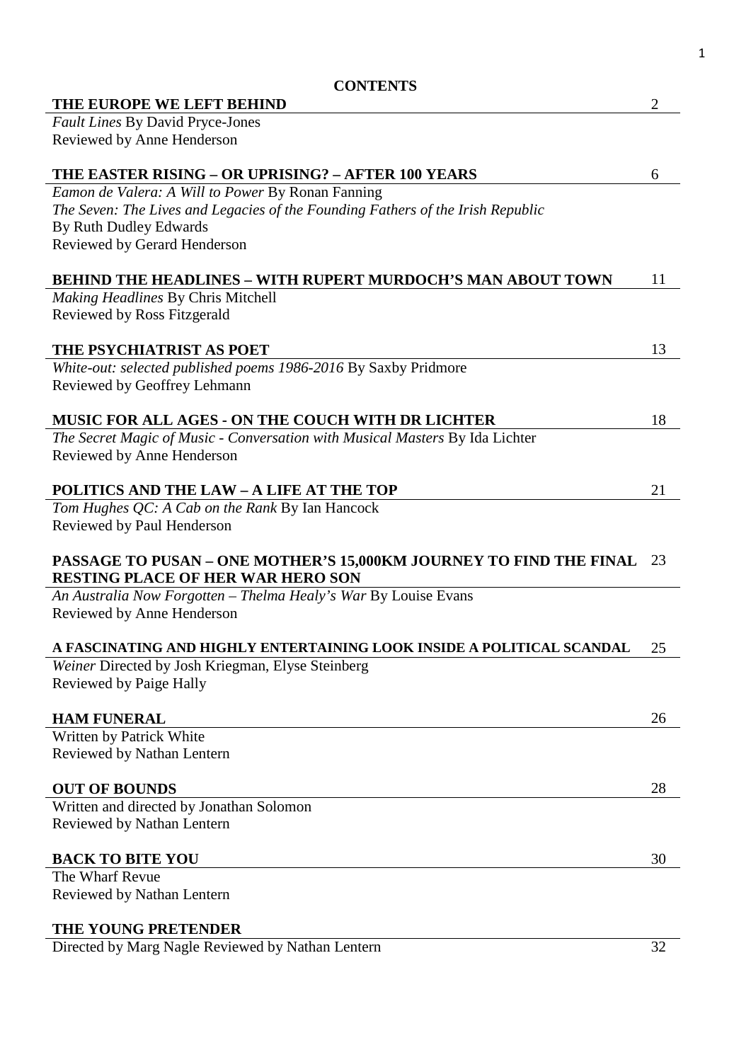**CONTENTS**

| | |
|---|---|
| **THE EUROPE WE LEFT BEHIND**<br>*Fault Lines* By David Pryce-Jones<br>Reviewed by Anne Henderson | 2 |
| **THE EASTER RISING – OR UPRISING? – AFTER 100 YEARS**<br>*Eamon de Valera: A Will to Power* By Ronan Fanning<br>*The Seven: The Lives and Legacies of the Founding Fathers of the Irish Republic* By Ruth Dudley Edwards<br>Reviewed by Gerard Henderson | 6 |
| **BEHIND THE HEADLINES – WITH RUPERT MURDOCH'S MAN ABOUT TOWN**<br>*Making Headlines* By Chris Mitchell<br>Reviewed by Ross Fitzgerald | 11 |
| **THE PSYCHIATRIST AS POET**<br>*White-out: selected published poems 1986-2016* By Saxby Pridmore<br>Reviewed by Geoffrey Lehmann | 13 |
| **MUSIC FOR ALL AGES - ON THE COUCH WITH DR LICHTER**<br>*The Secret Magic of Music - Conversation with Musical Masters* By Ida Lichter<br>Reviewed by Anne Henderson | 18 |
| **POLITICS AND THE LAW – A LIFE AT THE TOP**<br>*Tom Hughes QC: A Cab on the Rank* By Ian Hancock<br>Reviewed by Paul Henderson | 21 |
| **PASSAGE TO PUSAN – ONE MOTHER'S 15,000KM JOURNEY TO FIND THE FINAL RESTING PLACE OF HER WAR HERO SON**<br>*An Australia Now Forgotten – Thelma Healy's War* By Louise Evans<br>Reviewed by Anne Henderson | 23 |
| **A FASCINATING AND HIGHLY ENTERTAINING LOOK INSIDE A POLITICAL SCANDAL**<br>*Weiner* Directed by Josh Kriegman, Elyse Steinberg<br>Reviewed by Paige Hally | 25 |
| **HAM FUNERAL**<br>Written by Patrick White<br>Reviewed by Nathan Lentern | 26 |
| **OUT OF BOUNDS**<br>Written and directed by Jonathan Solomon<br>Reviewed by Nathan Lentern | 28 |
| **BACK TO BITE YOU**<br>The Wharf Revue<br>Reviewed by Nathan Lentern | 30 |
| **THE YOUNG PRETENDER**<br>Directed by Marg Nagle Reviewed by Nathan Lentern | 32 |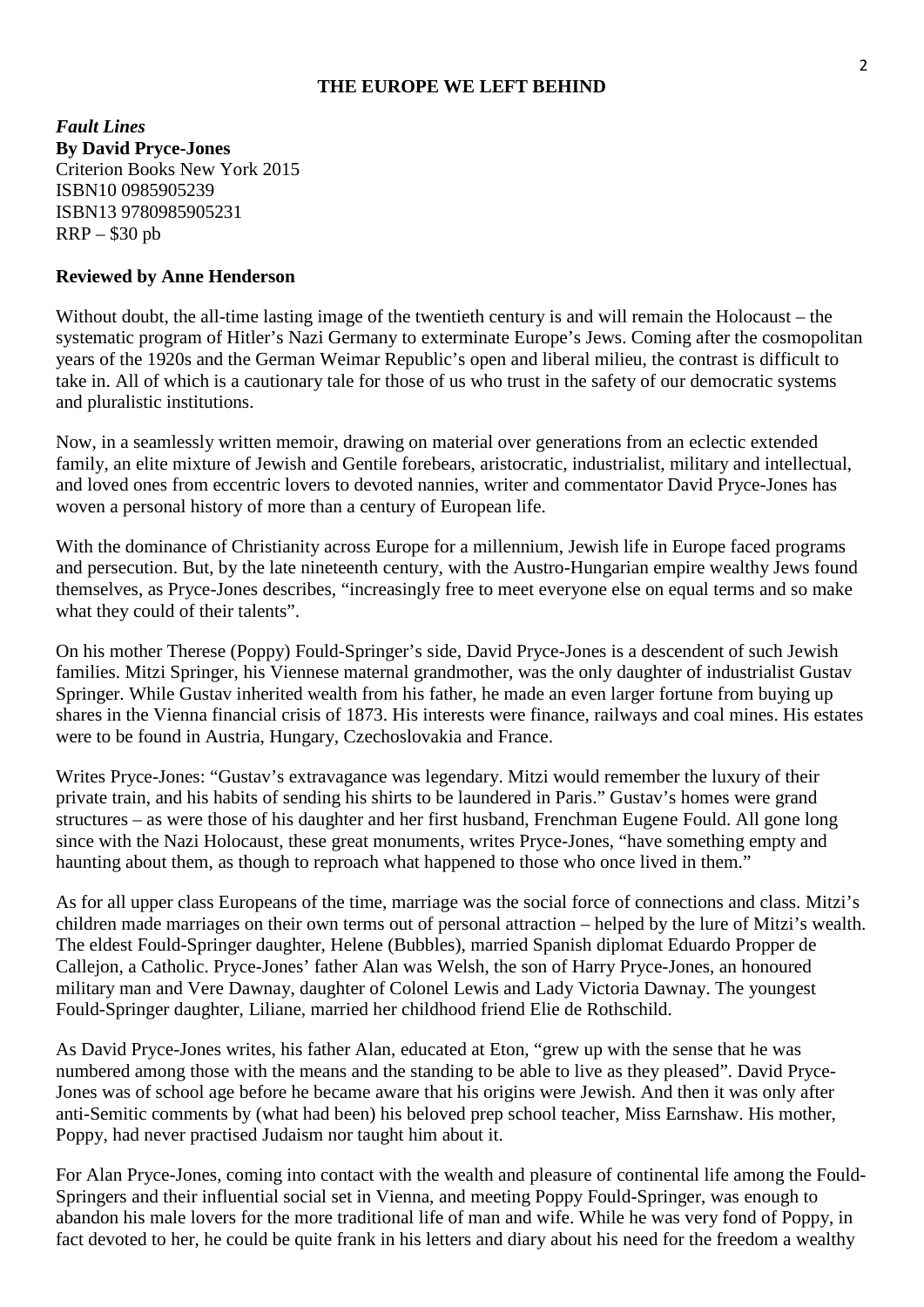## THE EUROPE WE LEFT BEHIND

*Fault Lines*
**By David Pryce-Jones**
Criterion Books New York 2015
ISBN10 0985905239
ISBN13 9780985905231
RRP – $30 pb

**Reviewed by Anne Henderson**

Without doubt, the all-time lasting image of the twentieth century is and will remain the Holocaust – the systematic program of Hitler's Nazi Germany to exterminate Europe's Jews. Coming after the cosmopolitan years of the 1920s and the German Weimar Republic's open and liberal milieu, the contrast is difficult to take in. All of which is a cautionary tale for those of us who trust in the safety of our democratic systems and pluralistic institutions.

Now, in a seamlessly written memoir, drawing on material over generations from an eclectic extended family, an elite mixture of Jewish and Gentile forebears, aristocratic, industrialist, military and intellectual, and loved ones from eccentric lovers to devoted nannies, writer and commentator David Pryce-Jones has woven a personal history of more than a century of European life.

With the dominance of Christianity across Europe for a millennium, Jewish life in Europe faced programs and persecution. But, by the late nineteenth century, with the Austro-Hungarian empire wealthy Jews found themselves, as Pryce-Jones describes, "increasingly free to meet everyone else on equal terms and so make what they could of their talents".

On his mother Therese (Poppy) Fould-Springer's side, David Pryce-Jones is a descendent of such Jewish families. Mitzi Springer, his Viennese maternal grandmother, was the only daughter of industrialist Gustav Springer. While Gustav inherited wealth from his father, he made an even larger fortune from buying up shares in the Vienna financial crisis of 1873. His interests were finance, railways and coal mines. His estates were to be found in Austria, Hungary, Czechoslovakia and France.

Writes Pryce-Jones: "Gustav's extravagance was legendary. Mitzi would remember the luxury of their private train, and his habits of sending his shirts to be laundered in Paris." Gustav's homes were grand structures – as were those of his daughter and her first husband, Frenchman Eugene Fould. All gone long since with the Nazi Holocaust, these great monuments, writes Pryce-Jones, "have something empty and haunting about them, as though to reproach what happened to those who once lived in them."

As for all upper class Europeans of the time, marriage was the social force of connections and class. Mitzi's children made marriages on their own terms out of personal attraction – helped by the lure of Mitzi's wealth. The eldest Fould-Springer daughter, Helene (Bubbles), married Spanish diplomat Eduardo Propper de Callejon, a Catholic. Pryce-Jones' father Alan was Welsh, the son of Harry Pryce-Jones, an honoured military man and Vere Dawnay, daughter of Colonel Lewis and Lady Victoria Dawnay. The youngest Fould-Springer daughter, Liliane, married her childhood friend Elie de Rothschild.

As David Pryce-Jones writes, his father Alan, educated at Eton, "grew up with the sense that he was numbered among those with the means and the standing to be able to live as they pleased". David Pryce-Jones was of school age before he became aware that his origins were Jewish. And then it was only after anti-Semitic comments by (what had been) his beloved prep school teacher, Miss Earnshaw. His mother, Poppy, had never practised Judaism nor taught him about it.

For Alan Pryce-Jones, coming into contact with the wealth and pleasure of continental life among the Fould-Springers and their influential social set in Vienna, and meeting Poppy Fould-Springer, was enough to abandon his male lovers for the more traditional life of man and wife. While he was very fond of Poppy, in fact devoted to her, he could be quite frank in his letters and diary about his need for the freedom a wealthy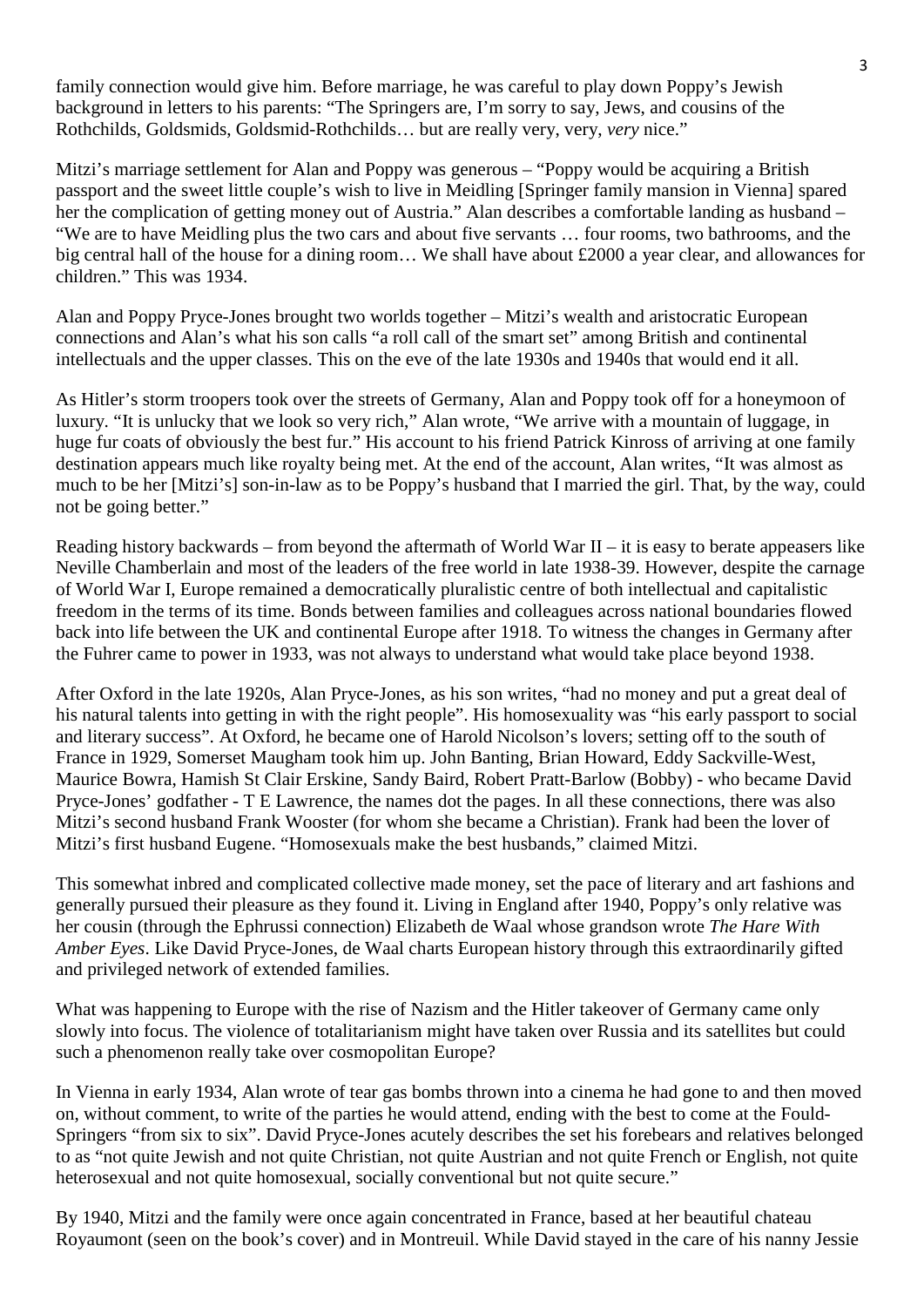family connection would give him. Before marriage, he was careful to play down Poppy's Jewish background in letters to his parents: "The Springers are, I'm sorry to say, Jews, and cousins of the Rothchilds, Goldsmids, Goldsmid-Rothchilds… but are really very, very, *very* nice."

Mitzi's marriage settlement for Alan and Poppy was generous – "Poppy would be acquiring a British passport and the sweet little couple's wish to live in Meidling [Springer family mansion in Vienna] spared her the complication of getting money out of Austria." Alan describes a comfortable landing as husband – "We are to have Meidling plus the two cars and about five servants … four rooms, two bathrooms, and the big central hall of the house for a dining room… We shall have about £2000 a year clear, and allowances for children." This was 1934.

Alan and Poppy Pryce-Jones brought two worlds together – Mitzi's wealth and aristocratic European connections and Alan's what his son calls "a roll call of the smart set" among British and continental intellectuals and the upper classes. This on the eve of the late 1930s and 1940s that would end it all.

As Hitler's storm troopers took over the streets of Germany, Alan and Poppy took off for a honeymoon of luxury. "It is unlucky that we look so very rich," Alan wrote, "We arrive with a mountain of luggage, in huge fur coats of obviously the best fur." His account to his friend Patrick Kinross of arriving at one family destination appears much like royalty being met. At the end of the account, Alan writes, "It was almost as much to be her [Mitzi's] son-in-law as to be Poppy's husband that I married the girl. That, by the way, could not be going better."

Reading history backwards – from beyond the aftermath of World War II – it is easy to berate appeasers like Neville Chamberlain and most of the leaders of the free world in late 1938-39. However, despite the carnage of World War I, Europe remained a democratically pluralistic centre of both intellectual and capitalistic freedom in the terms of its time. Bonds between families and colleagues across national boundaries flowed back into life between the UK and continental Europe after 1918. To witness the changes in Germany after the Fuhrer came to power in 1933, was not always to understand what would take place beyond 1938.

After Oxford in the late 1920s, Alan Pryce-Jones, as his son writes, "had no money and put a great deal of his natural talents into getting in with the right people". His homosexuality was "his early passport to social and literary success". At Oxford, he became one of Harold Nicolson's lovers; setting off to the south of France in 1929, Somerset Maugham took him up. John Banting, Brian Howard, Eddy Sackville-West, Maurice Bowra, Hamish St Clair Erskine, Sandy Baird, Robert Pratt-Barlow (Bobby) - who became David Pryce-Jones' godfather - T E Lawrence, the names dot the pages. In all these connections, there was also Mitzi's second husband Frank Wooster (for whom she became a Christian). Frank had been the lover of Mitzi's first husband Eugene. "Homosexuals make the best husbands," claimed Mitzi.

This somewhat inbred and complicated collective made money, set the pace of literary and art fashions and generally pursued their pleasure as they found it. Living in England after 1940, Poppy's only relative was her cousin (through the Ephrussi connection) Elizabeth de Waal whose grandson wrote *The Hare With Amber Eyes*. Like David Pryce-Jones, de Waal charts European history through this extraordinarily gifted and privileged network of extended families.

What was happening to Europe with the rise of Nazism and the Hitler takeover of Germany came only slowly into focus. The violence of totalitarianism might have taken over Russia and its satellites but could such a phenomenon really take over cosmopolitan Europe?

In Vienna in early 1934, Alan wrote of tear gas bombs thrown into a cinema he had gone to and then moved on, without comment, to write of the parties he would attend, ending with the best to come at the Fould-Springers "from six to six". David Pryce-Jones acutely describes the set his forebears and relatives belonged to as "not quite Jewish and not quite Christian, not quite Austrian and not quite French or English, not quite heterosexual and not quite homosexual, socially conventional but not quite secure."

By 1940, Mitzi and the family were once again concentrated in France, based at her beautiful chateau Royaumont (seen on the book's cover) and in Montreuil. While David stayed in the care of his nanny Jessie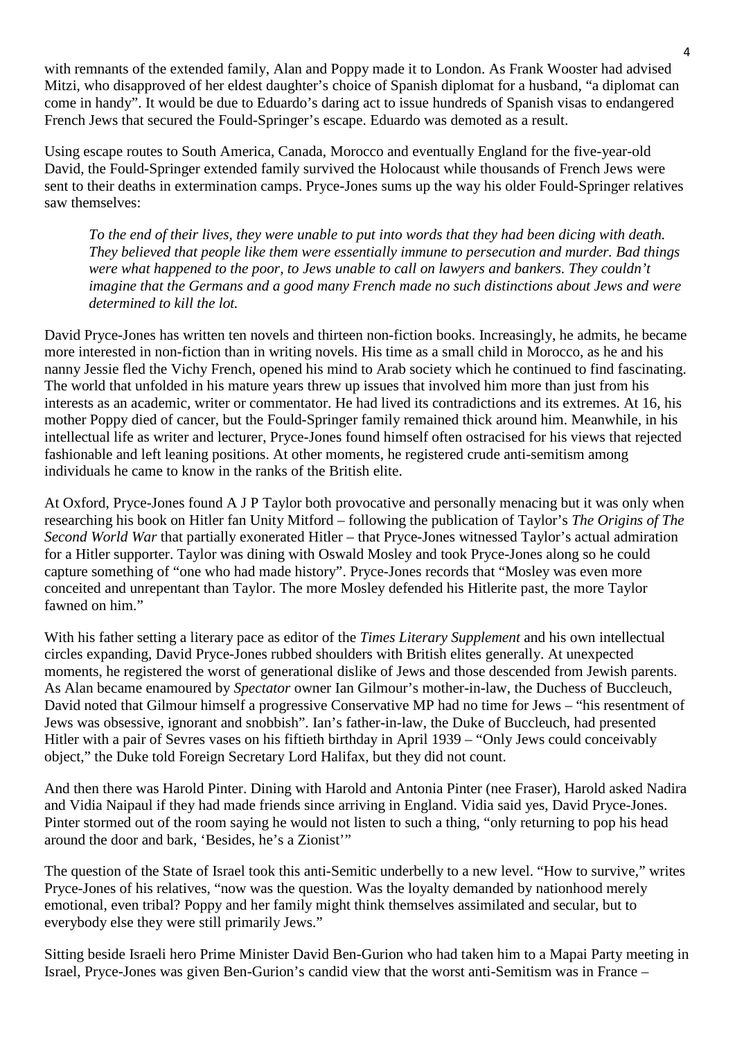with remnants of the extended family, Alan and Poppy made it to London. As Frank Wooster had advised Mitzi, who disapproved of her eldest daughter's choice of Spanish diplomat for a husband, "a diplomat can come in handy". It would be due to Eduardo's daring act to issue hundreds of Spanish visas to endangered French Jews that secured the Fould-Springer's escape. Eduardo was demoted as a result.

Using escape routes to South America, Canada, Morocco and eventually England for the five-year-old David, the Fould-Springer extended family survived the Holocaust while thousands of French Jews were sent to their deaths in extermination camps. Pryce-Jones sums up the way his older Fould-Springer relatives saw themselves:

> *To the end of their lives, they were unable to put into words that they had been dicing with death. They believed that people like them were essentially immune to persecution and murder. Bad things were what happened to the poor, to Jews unable to call on lawyers and bankers. They couldn't imagine that the Germans and a good many French made no such distinctions about Jews and were determined to kill the lot.*

David Pryce-Jones has written ten novels and thirteen non-fiction books. Increasingly, he admits, he became more interested in non-fiction than in writing novels. His time as a small child in Morocco, as he and his nanny Jessie fled the Vichy French, opened his mind to Arab society which he continued to find fascinating. The world that unfolded in his mature years threw up issues that involved him more than just from his interests as an academic, writer or commentator. He had lived its contradictions and its extremes. At 16, his mother Poppy died of cancer, but the Fould-Springer family remained thick around him. Meanwhile, in his intellectual life as writer and lecturer, Pryce-Jones found himself often ostracised for his views that rejected fashionable and left leaning positions. At other moments, he registered crude anti-semitism among individuals he came to know in the ranks of the British elite.

At Oxford, Pryce-Jones found A J P Taylor both provocative and personally menacing but it was only when researching his book on Hitler fan Unity Mitford – following the publication of Taylor's *The Origins of The Second World War* that partially exonerated Hitler – that Pryce-Jones witnessed Taylor's actual admiration for a Hitler supporter. Taylor was dining with Oswald Mosley and took Pryce-Jones along so he could capture something of "one who had made history". Pryce-Jones records that "Mosley was even more conceited and unrepentant than Taylor. The more Mosley defended his Hitlerite past, the more Taylor fawned on him."

With his father setting a literary pace as editor of the *Times Literary Supplement* and his own intellectual circles expanding, David Pryce-Jones rubbed shoulders with British elites generally. At unexpected moments, he registered the worst of generational dislike of Jews and those descended from Jewish parents. As Alan became enamoured by *Spectator* owner Ian Gilmour's mother-in-law, the Duchess of Buccleuch, David noted that Gilmour himself a progressive Conservative MP had no time for Jews – "his resentment of Jews was obsessive, ignorant and snobbish". Ian's father-in-law, the Duke of Buccleuch, had presented Hitler with a pair of Sevres vases on his fiftieth birthday in April 1939 – "Only Jews could conceivably object," the Duke told Foreign Secretary Lord Halifax, but they did not count.

And then there was Harold Pinter. Dining with Harold and Antonia Pinter (nee Fraser), Harold asked Nadira and Vidia Naipaul if they had made friends since arriving in England. Vidia said yes, David Pryce-Jones. Pinter stormed out of the room saying he would not listen to such a thing, "only returning to pop his head around the door and bark, 'Besides, he's a Zionist'"

The question of the State of Israel took this anti-Semitic underbelly to a new level. "How to survive," writes Pryce-Jones of his relatives, "now was the question. Was the loyalty demanded by nationhood merely emotional, even tribal? Poppy and her family might think themselves assimilated and secular, but to everybody else they were still primarily Jews."

Sitting beside Israeli hero Prime Minister David Ben-Gurion who had taken him to a Mapai Party meeting in Israel, Pryce-Jones was given Ben-Gurion's candid view that the worst anti-Semitism was in France –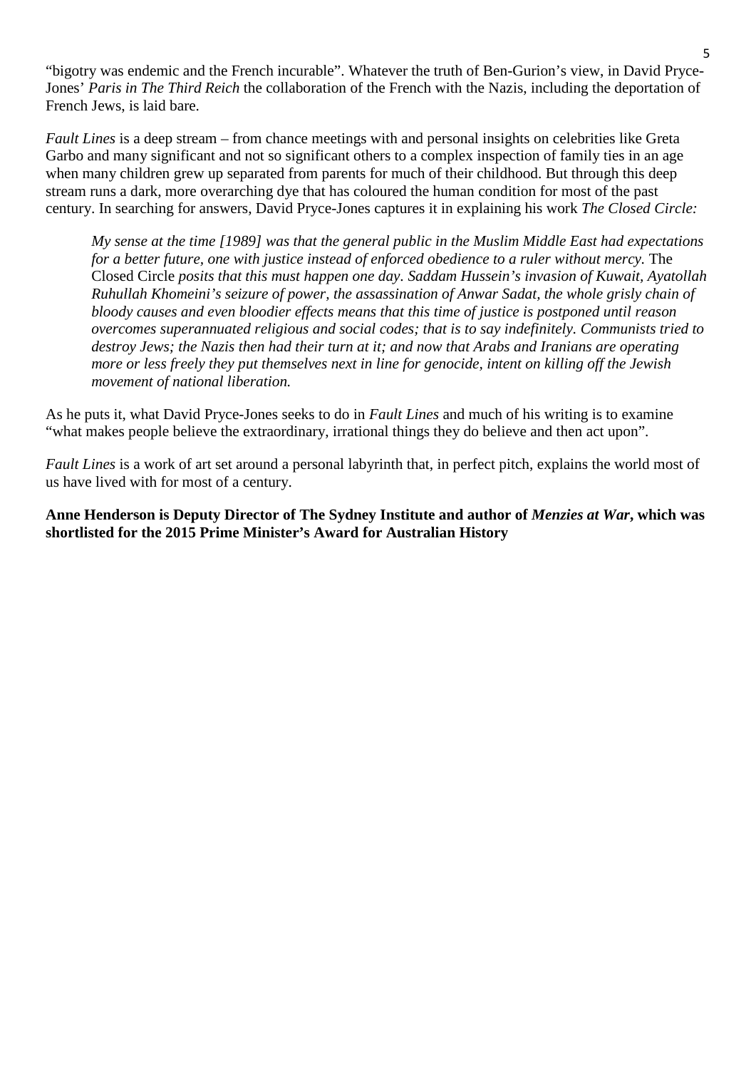"bigotry was endemic and the French incurable". Whatever the truth of Ben-Gurion's view, in David Pryce-Jones' *Paris in The Third Reich* the collaboration of the French with the Nazis, including the deportation of French Jews, is laid bare.

*Fault Lines* is a deep stream – from chance meetings with and personal insights on celebrities like Greta Garbo and many significant and not so significant others to a complex inspection of family ties in an age when many children grew up separated from parents for much of their childhood. But through this deep stream runs a dark, more overarching dye that has coloured the human condition for most of the past century. In searching for answers, David Pryce-Jones captures it in explaining his work *The Closed Circle:*

> *My sense at the time [1989] was that the general public in the Muslim Middle East had expectations for a better future, one with justice instead of enforced obedience to a ruler without mercy.* The Closed Circle *posits that this must happen one day. Saddam Hussein's invasion of Kuwait, Ayatollah Ruhullah Khomeini's seizure of power, the assassination of Anwar Sadat, the whole grisly chain of bloody causes and even bloodier effects means that this time of justice is postponed until reason overcomes superannuated religious and social codes; that is to say indefinitely. Communists tried to destroy Jews; the Nazis then had their turn at it; and now that Arabs and Iranians are operating more or less freely they put themselves next in line for genocide, intent on killing off the Jewish movement of national liberation.*

As he puts it, what David Pryce-Jones seeks to do in *Fault Lines* and much of his writing is to examine "what makes people believe the extraordinary, irrational things they do believe and then act upon".

*Fault Lines* is a work of art set around a personal labyrinth that, in perfect pitch, explains the world most of us have lived with for most of a century.

**Anne Henderson is Deputy Director of The Sydney Institute and author of *Menzies at War*, which was shortlisted for the 2015 Prime Minister's Award for Australian History**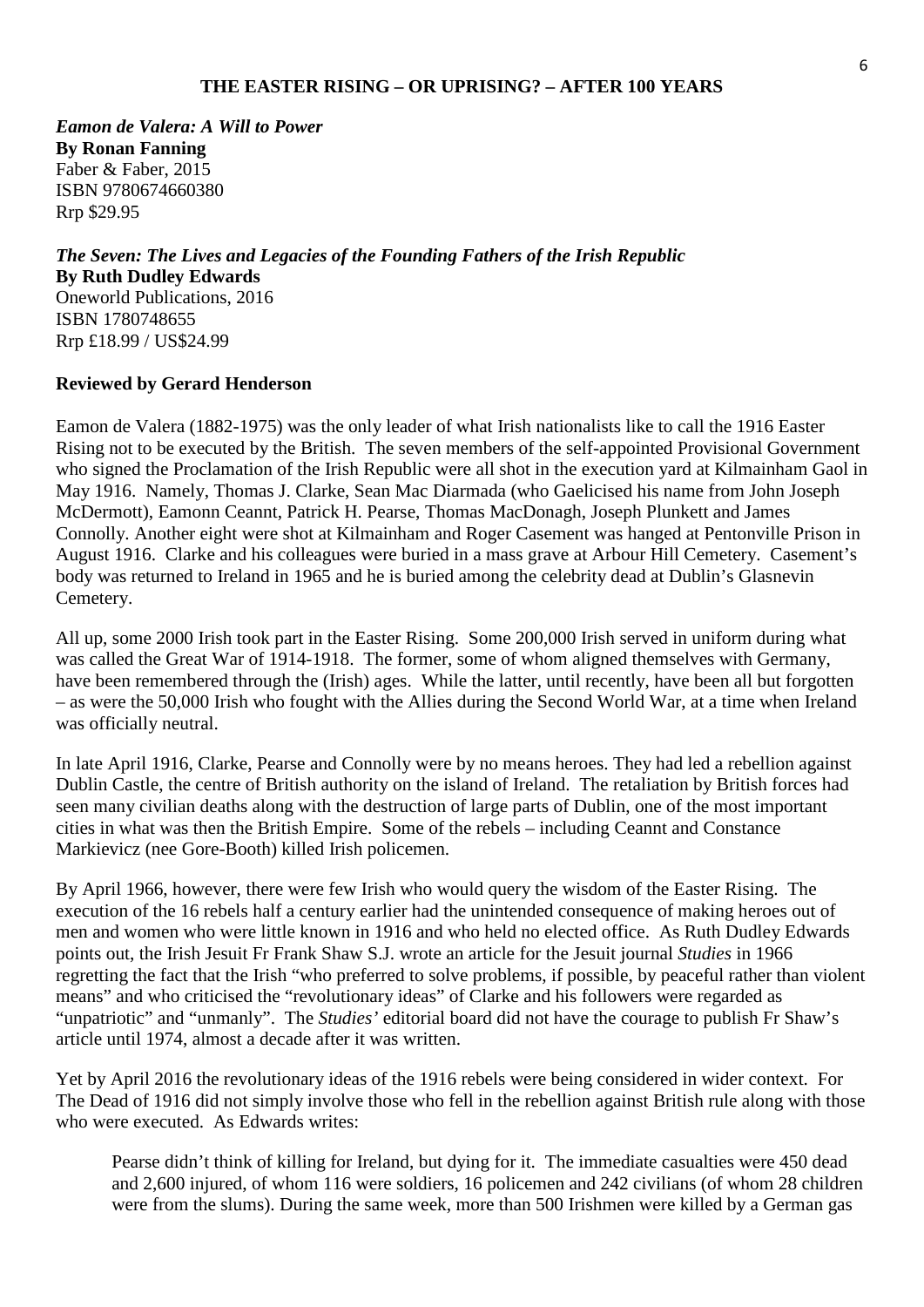## THE EASTER RISING – OR UPRISING? – AFTER 100 YEARS

***Eamon de Valera: A Will to Power***
**By Ronan Fanning**
Faber & Faber, 2015
ISBN 9780674660380
Rrp $29.95

***The Seven: The Lives and Legacies of the Founding Fathers of the Irish Republic***
**By Ruth Dudley Edwards**
Oneworld Publications, 2016
ISBN 1780748655
Rrp £18.99 / US$24.99

**Reviewed by Gerard Henderson**

Eamon de Valera (1882-1975) was the only leader of what Irish nationalists like to call the 1916 Easter Rising not to be executed by the British. The seven members of the self-appointed Provisional Government who signed the Proclamation of the Irish Republic were all shot in the execution yard at Kilmainham Gaol in May 1916. Namely, Thomas J. Clarke, Sean Mac Diarmada (who Gaelicised his name from John Joseph McDermott), Eamonn Ceannt, Patrick H. Pearse, Thomas MacDonagh, Joseph Plunkett and James Connolly. Another eight were shot at Kilmainham and Roger Casement was hanged at Pentonville Prison in August 1916. Clarke and his colleagues were buried in a mass grave at Arbour Hill Cemetery. Casement's body was returned to Ireland in 1965 and he is buried among the celebrity dead at Dublin's Glasnevin Cemetery.

All up, some 2000 Irish took part in the Easter Rising. Some 200,000 Irish served in uniform during what was called the Great War of 1914-1918. The former, some of whom aligned themselves with Germany, have been remembered through the (Irish) ages. While the latter, until recently, have been all but forgotten – as were the 50,000 Irish who fought with the Allies during the Second World War, at a time when Ireland was officially neutral.

In late April 1916, Clarke, Pearse and Connolly were by no means heroes. They had led a rebellion against Dublin Castle, the centre of British authority on the island of Ireland. The retaliation by British forces had seen many civilian deaths along with the destruction of large parts of Dublin, one of the most important cities in what was then the British Empire. Some of the rebels – including Ceannt and Constance Markievicz (nee Gore-Booth) killed Irish policemen.

By April 1966, however, there were few Irish who would query the wisdom of the Easter Rising. The execution of the 16 rebels half a century earlier had the unintended consequence of making heroes out of men and women who were little known in 1916 and who held no elected office. As Ruth Dudley Edwards points out, the Irish Jesuit Fr Frank Shaw S.J. wrote an article for the Jesuit journal *Studies* in 1966 regretting the fact that the Irish "who preferred to solve problems, if possible, by peaceful rather than violent means" and who criticised the "revolutionary ideas" of Clarke and his followers were regarded as "unpatriotic" and "unmanly". The *Studies'* editorial board did not have the courage to publish Fr Shaw's article until 1974, almost a decade after it was written.

Yet by April 2016 the revolutionary ideas of the 1916 rebels were being considered in wider context. For The Dead of 1916 did not simply involve those who fell in the rebellion against British rule along with those who were executed. As Edwards writes:

> Pearse didn't think of killing for Ireland, but dying for it. The immediate casualties were 450 dead and 2,600 injured, of whom 116 were soldiers, 16 policemen and 242 civilians (of whom 28 children were from the slums). During the same week, more than 500 Irishmen were killed by a German gas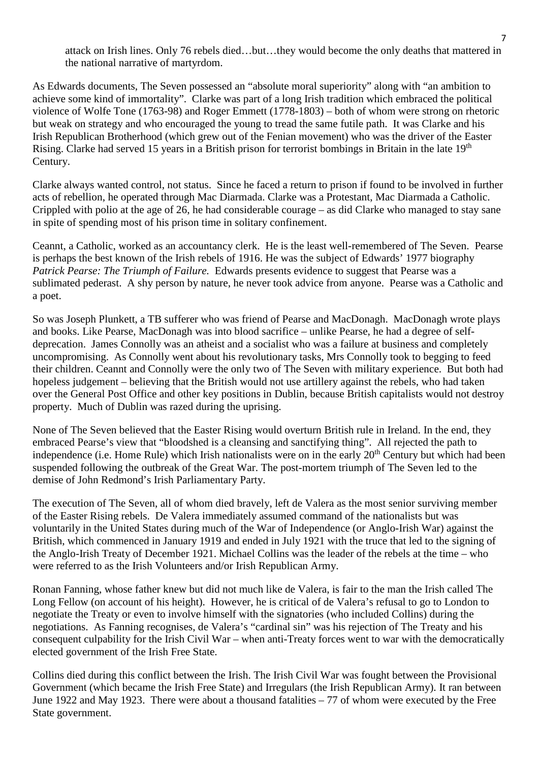attack on Irish lines. Only 76 rebels died…but…they would become the only deaths that mattered in the national narrative of martyrdom.

As Edwards documents, The Seven possessed an "absolute moral superiority" along with "an ambition to achieve some kind of immortality". Clarke was part of a long Irish tradition which embraced the political violence of Wolfe Tone (1763-98) and Roger Emmett (1778-1803) – both of whom were strong on rhetoric but weak on strategy and who encouraged the young to tread the same futile path. It was Clarke and his Irish Republican Brotherhood (which grew out of the Fenian movement) who was the driver of the Easter Rising. Clarke had served 15 years in a British prison for terrorist bombings in Britain in the late 19th Century.

Clarke always wanted control, not status. Since he faced a return to prison if found to be involved in further acts of rebellion, he operated through Mac Diarmada. Clarke was a Protestant, Mac Diarmada a Catholic. Crippled with polio at the age of 26, he had considerable courage – as did Clarke who managed to stay sane in spite of spending most of his prison time in solitary confinement.

Ceannt, a Catholic, worked as an accountancy clerk. He is the least well-remembered of The Seven. Pearse is perhaps the best known of the Irish rebels of 1916. He was the subject of Edwards' 1977 biography *Patrick Pearse: The Triumph of Failure.* Edwards presents evidence to suggest that Pearse was a sublimated pederast. A shy person by nature, he never took advice from anyone. Pearse was a Catholic and a poet.

So was Joseph Plunkett, a TB sufferer who was friend of Pearse and MacDonagh. MacDonagh wrote plays and books. Like Pearse, MacDonagh was into blood sacrifice – unlike Pearse, he had a degree of self-deprecation. James Connolly was an atheist and a socialist who was a failure at business and completely uncompromising. As Connolly went about his revolutionary tasks, Mrs Connolly took to begging to feed their children. Ceannt and Connolly were the only two of The Seven with military experience. But both had hopeless judgement – believing that the British would not use artillery against the rebels, who had taken over the General Post Office and other key positions in Dublin, because British capitalists would not destroy property. Much of Dublin was razed during the uprising.

None of The Seven believed that the Easter Rising would overturn British rule in Ireland. In the end, they embraced Pearse's view that "bloodshed is a cleansing and sanctifying thing". All rejected the path to independence (i.e. Home Rule) which Irish nationalists were on in the early 20th Century but which had been suspended following the outbreak of the Great War. The post-mortem triumph of The Seven led to the demise of John Redmond's Irish Parliamentary Party.

The execution of The Seven, all of whom died bravely, left de Valera as the most senior surviving member of the Easter Rising rebels. De Valera immediately assumed command of the nationalists but was voluntarily in the United States during much of the War of Independence (or Anglo-Irish War) against the British, which commenced in January 1919 and ended in July 1921 with the truce that led to the signing of the Anglo-Irish Treaty of December 1921. Michael Collins was the leader of the rebels at the time – who were referred to as the Irish Volunteers and/or Irish Republican Army.

Ronan Fanning, whose father knew but did not much like de Valera, is fair to the man the Irish called The Long Fellow (on account of his height). However, he is critical of de Valera's refusal to go to London to negotiate the Treaty or even to involve himself with the signatories (who included Collins) during the negotiations. As Fanning recognises, de Valera's "cardinal sin" was his rejection of The Treaty and his consequent culpability for the Irish Civil War – when anti-Treaty forces went to war with the democratically elected government of the Irish Free State.

Collins died during this conflict between the Irish. The Irish Civil War was fought between the Provisional Government (which became the Irish Free State) and Irregulars (the Irish Republican Army). It ran between June 1922 and May 1923. There were about a thousand fatalities – 77 of whom were executed by the Free State government.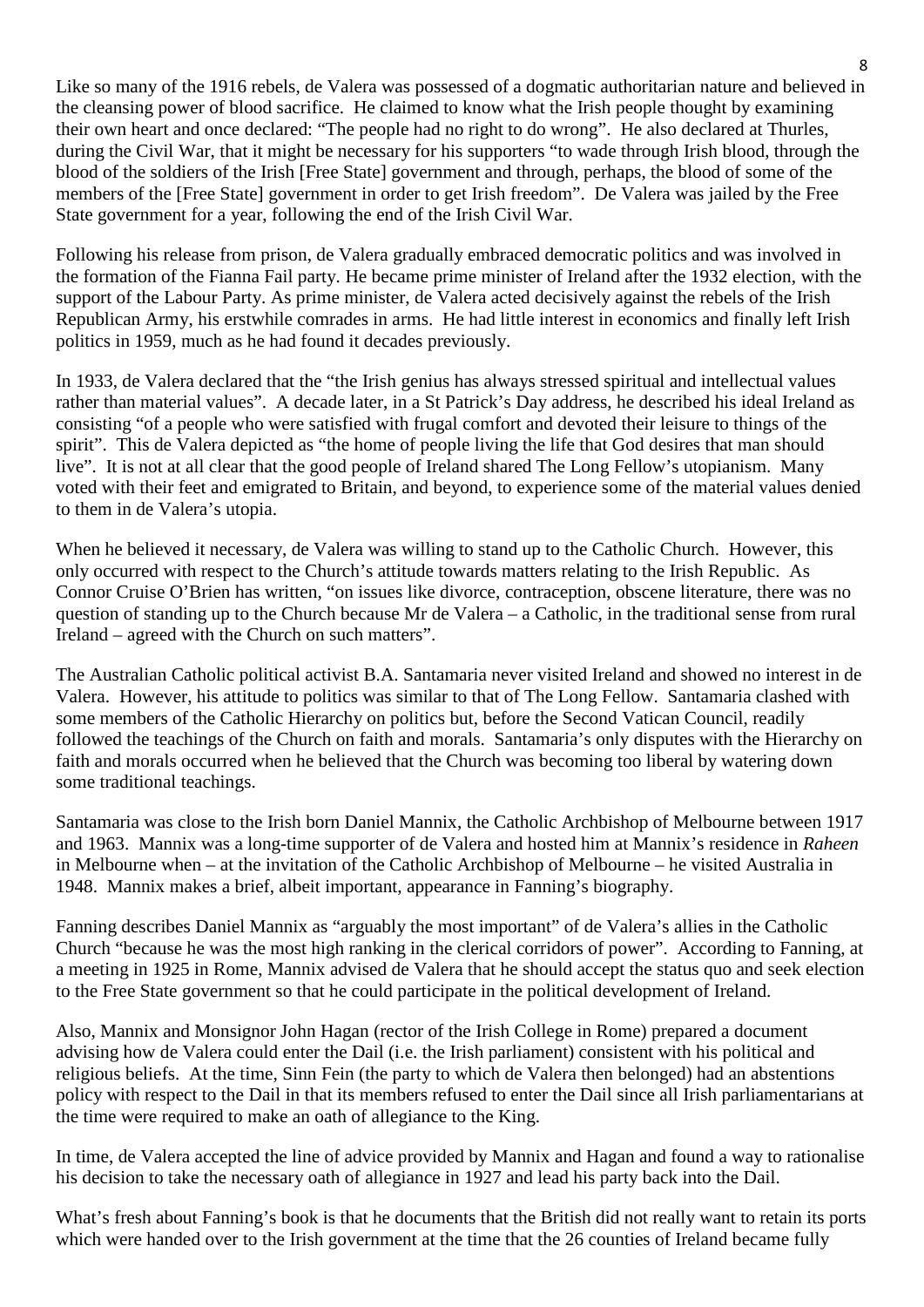Like so many of the 1916 rebels, de Valera was possessed of a dogmatic authoritarian nature and believed in the cleansing power of blood sacrifice. He claimed to know what the Irish people thought by examining their own heart and once declared: "The people had no right to do wrong". He also declared at Thurles, during the Civil War, that it might be necessary for his supporters "to wade through Irish blood, through the blood of the soldiers of the Irish [Free State] government and through, perhaps, the blood of some of the members of the [Free State] government in order to get Irish freedom". De Valera was jailed by the Free State government for a year, following the end of the Irish Civil War.

Following his release from prison, de Valera gradually embraced democratic politics and was involved in the formation of the Fianna Fail party. He became prime minister of Ireland after the 1932 election, with the support of the Labour Party. As prime minister, de Valera acted decisively against the rebels of the Irish Republican Army, his erstwhile comrades in arms. He had little interest in economics and finally left Irish politics in 1959, much as he had found it decades previously.

In 1933, de Valera declared that the "the Irish genius has always stressed spiritual and intellectual values rather than material values". A decade later, in a St Patrick's Day address, he described his ideal Ireland as consisting "of a people who were satisfied with frugal comfort and devoted their leisure to things of the spirit". This de Valera depicted as "the home of people living the life that God desires that man should live". It is not at all clear that the good people of Ireland shared The Long Fellow's utopianism. Many voted with their feet and emigrated to Britain, and beyond, to experience some of the material values denied to them in de Valera's utopia.

When he believed it necessary, de Valera was willing to stand up to the Catholic Church. However, this only occurred with respect to the Church's attitude towards matters relating to the Irish Republic. As Connor Cruise O'Brien has written, "on issues like divorce, contraception, obscene literature, there was no question of standing up to the Church because Mr de Valera – a Catholic, in the traditional sense from rural Ireland – agreed with the Church on such matters".

The Australian Catholic political activist B.A. Santamaria never visited Ireland and showed no interest in de Valera. However, his attitude to politics was similar to that of The Long Fellow. Santamaria clashed with some members of the Catholic Hierarchy on politics but, before the Second Vatican Council, readily followed the teachings of the Church on faith and morals. Santamaria's only disputes with the Hierarchy on faith and morals occurred when he believed that the Church was becoming too liberal by watering down some traditional teachings.

Santamaria was close to the Irish born Daniel Mannix, the Catholic Archbishop of Melbourne between 1917 and 1963. Mannix was a long-time supporter of de Valera and hosted him at Mannix's residence in *Raheen* in Melbourne when – at the invitation of the Catholic Archbishop of Melbourne – he visited Australia in 1948. Mannix makes a brief, albeit important, appearance in Fanning's biography.

Fanning describes Daniel Mannix as "arguably the most important" of de Valera's allies in the Catholic Church "because he was the most high ranking in the clerical corridors of power". According to Fanning, at a meeting in 1925 in Rome, Mannix advised de Valera that he should accept the status quo and seek election to the Free State government so that he could participate in the political development of Ireland.

Also, Mannix and Monsignor John Hagan (rector of the Irish College in Rome) prepared a document advising how de Valera could enter the Dail (i.e. the Irish parliament) consistent with his political and religious beliefs. At the time, Sinn Fein (the party to which de Valera then belonged) had an abstentions policy with respect to the Dail in that its members refused to enter the Dail since all Irish parliamentarians at the time were required to make an oath of allegiance to the King.

In time, de Valera accepted the line of advice provided by Mannix and Hagan and found a way to rationalise his decision to take the necessary oath of allegiance in 1927 and lead his party back into the Dail.

What's fresh about Fanning's book is that he documents that the British did not really want to retain its ports which were handed over to the Irish government at the time that the 26 counties of Ireland became fully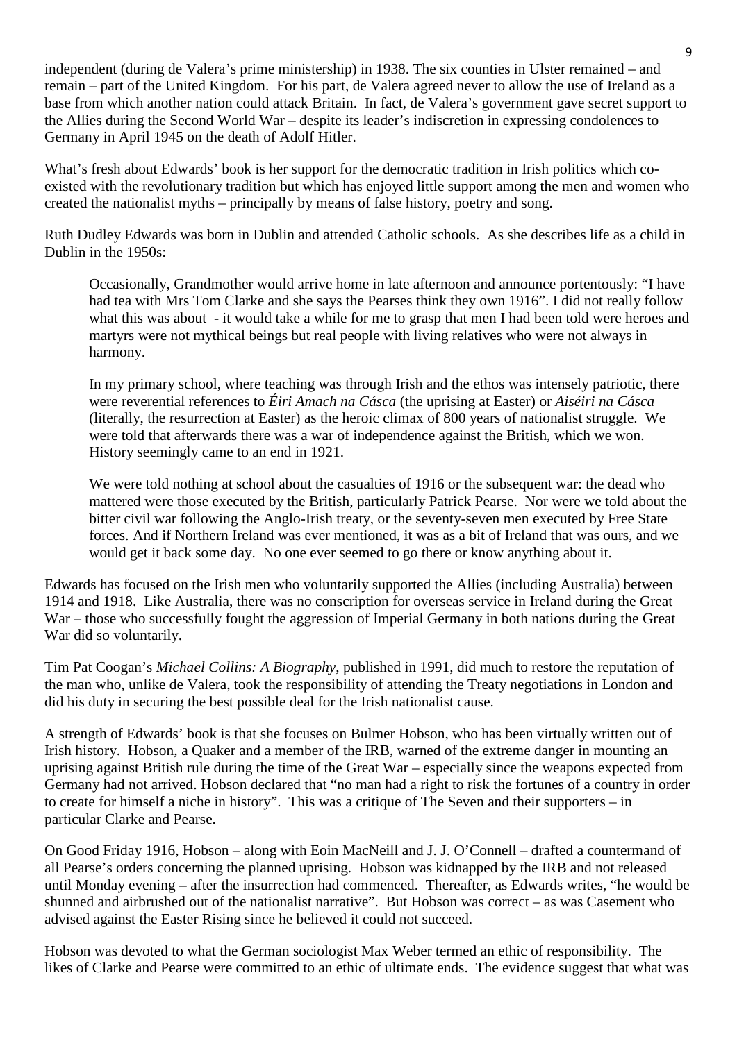independent (during de Valera's prime ministership) in 1938. The six counties in Ulster remained – and remain – part of the United Kingdom. For his part, de Valera agreed never to allow the use of Ireland as a base from which another nation could attack Britain. In fact, de Valera's government gave secret support to the Allies during the Second World War – despite its leader's indiscretion in expressing condolences to Germany in April 1945 on the death of Adolf Hitler.

What's fresh about Edwards' book is her support for the democratic tradition in Irish politics which co-existed with the revolutionary tradition but which has enjoyed little support among the men and women who created the nationalist myths – principally by means of false history, poetry and song.

Ruth Dudley Edwards was born in Dublin and attended Catholic schools. As she describes life as a child in Dublin in the 1950s:

> Occasionally, Grandmother would arrive home in late afternoon and announce portentously: "I have had tea with Mrs Tom Clarke and she says the Pearses think they own 1916". I did not really follow what this was about - it would take a while for me to grasp that men I had been told were heroes and martyrs were not mythical beings but real people with living relatives who were not always in harmony.
>
> In my primary school, where teaching was through Irish and the ethos was intensely patriotic, there were reverential references to *Éiri Amach na Cásca* (the uprising at Easter) or *Aiséiri na Cásca* (literally, the resurrection at Easter) as the heroic climax of 800 years of nationalist struggle. We were told that afterwards there was a war of independence against the British, which we won. History seemingly came to an end in 1921.
>
> We were told nothing at school about the casualties of 1916 or the subsequent war: the dead who mattered were those executed by the British, particularly Patrick Pearse. Nor were we told about the bitter civil war following the Anglo-Irish treaty, or the seventy-seven men executed by Free State forces. And if Northern Ireland was ever mentioned, it was as a bit of Ireland that was ours, and we would get it back some day. No one ever seemed to go there or know anything about it.

Edwards has focused on the Irish men who voluntarily supported the Allies (including Australia) between 1914 and 1918. Like Australia, there was no conscription for overseas service in Ireland during the Great War – those who successfully fought the aggression of Imperial Germany in both nations during the Great War did so voluntarily.

Tim Pat Coogan's *Michael Collins: A Biography*, published in 1991, did much to restore the reputation of the man who, unlike de Valera, took the responsibility of attending the Treaty negotiations in London and did his duty in securing the best possible deal for the Irish nationalist cause.

A strength of Edwards' book is that she focuses on Bulmer Hobson, who has been virtually written out of Irish history. Hobson, a Quaker and a member of the IRB, warned of the extreme danger in mounting an uprising against British rule during the time of the Great War – especially since the weapons expected from Germany had not arrived. Hobson declared that "no man had a right to risk the fortunes of a country in order to create for himself a niche in history". This was a critique of The Seven and their supporters – in particular Clarke and Pearse.

On Good Friday 1916, Hobson – along with Eoin MacNeill and J. J. O'Connell – drafted a countermand of all Pearse's orders concerning the planned uprising. Hobson was kidnapped by the IRB and not released until Monday evening – after the insurrection had commenced. Thereafter, as Edwards writes, "he would be shunned and airbrushed out of the nationalist narrative". But Hobson was correct – as was Casement who advised against the Easter Rising since he believed it could not succeed.

Hobson was devoted to what the German sociologist Max Weber termed an ethic of responsibility. The likes of Clarke and Pearse were committed to an ethic of ultimate ends. The evidence suggest that what was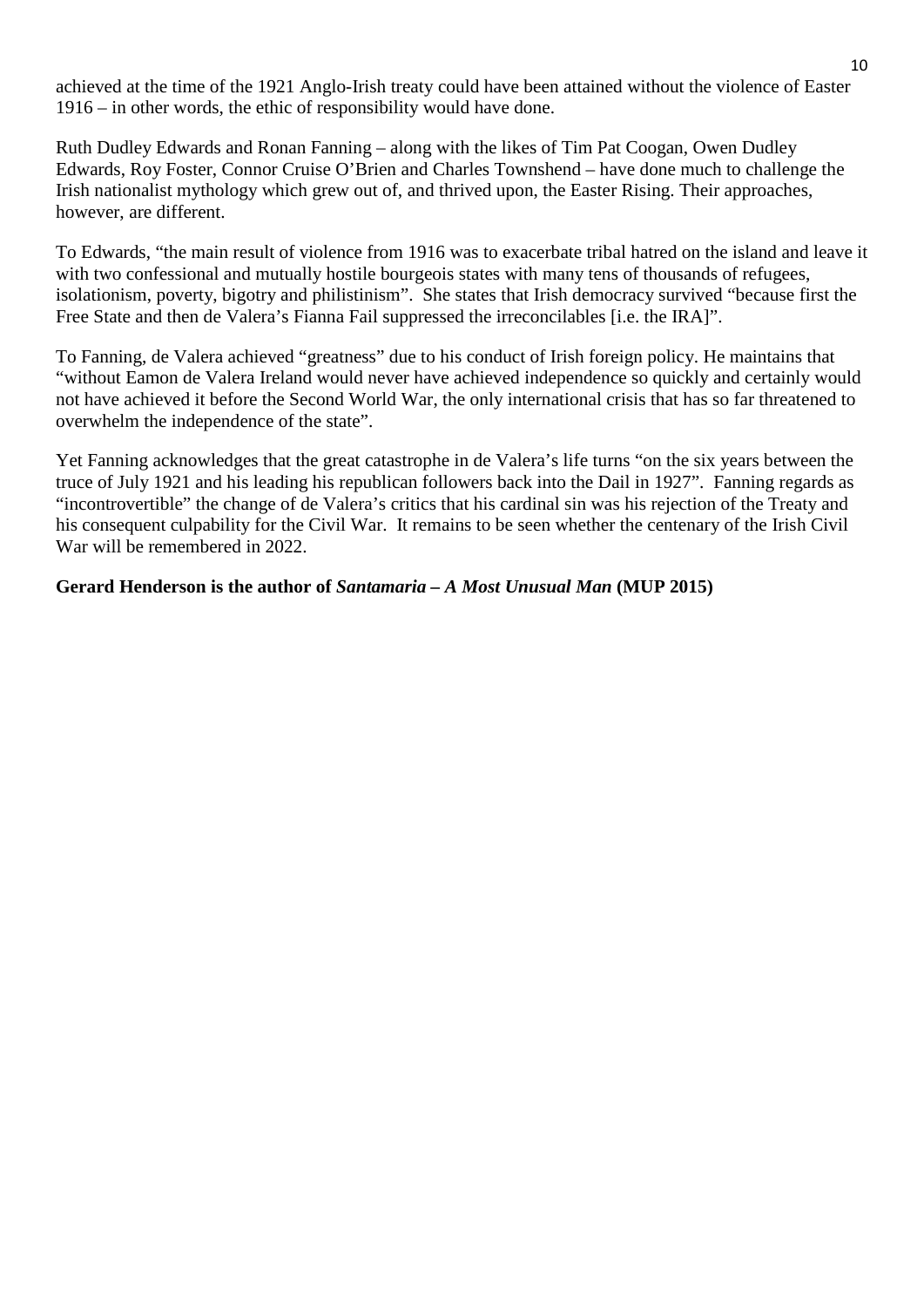achieved at the time of the 1921 Anglo-Irish treaty could have been attained without the violence of Easter 1916 – in other words, the ethic of responsibility would have done.

Ruth Dudley Edwards and Ronan Fanning – along with the likes of Tim Pat Coogan, Owen Dudley Edwards, Roy Foster, Connor Cruise O'Brien and Charles Townshend – have done much to challenge the Irish nationalist mythology which grew out of, and thrived upon, the Easter Rising. Their approaches, however, are different.

To Edwards, "the main result of violence from 1916 was to exacerbate tribal hatred on the island and leave it with two confessional and mutually hostile bourgeois states with many tens of thousands of refugees, isolationism, poverty, bigotry and philistinism". She states that Irish democracy survived "because first the Free State and then de Valera's Fianna Fail suppressed the irreconcilables [i.e. the IRA]".

To Fanning, de Valera achieved "greatness" due to his conduct of Irish foreign policy. He maintains that "without Eamon de Valera Ireland would never have achieved independence so quickly and certainly would not have achieved it before the Second World War, the only international crisis that has so far threatened to overwhelm the independence of the state".

Yet Fanning acknowledges that the great catastrophe in de Valera's life turns "on the six years between the truce of July 1921 and his leading his republican followers back into the Dail in 1927". Fanning regards as "incontrovertible" the change of de Valera's critics that his cardinal sin was his rejection of the Treaty and his consequent culpability for the Civil War. It remains to be seen whether the centenary of the Irish Civil War will be remembered in 2022.

**Gerard Henderson is the author of *Santamaria – A Most Unusual Man* (MUP 2015)**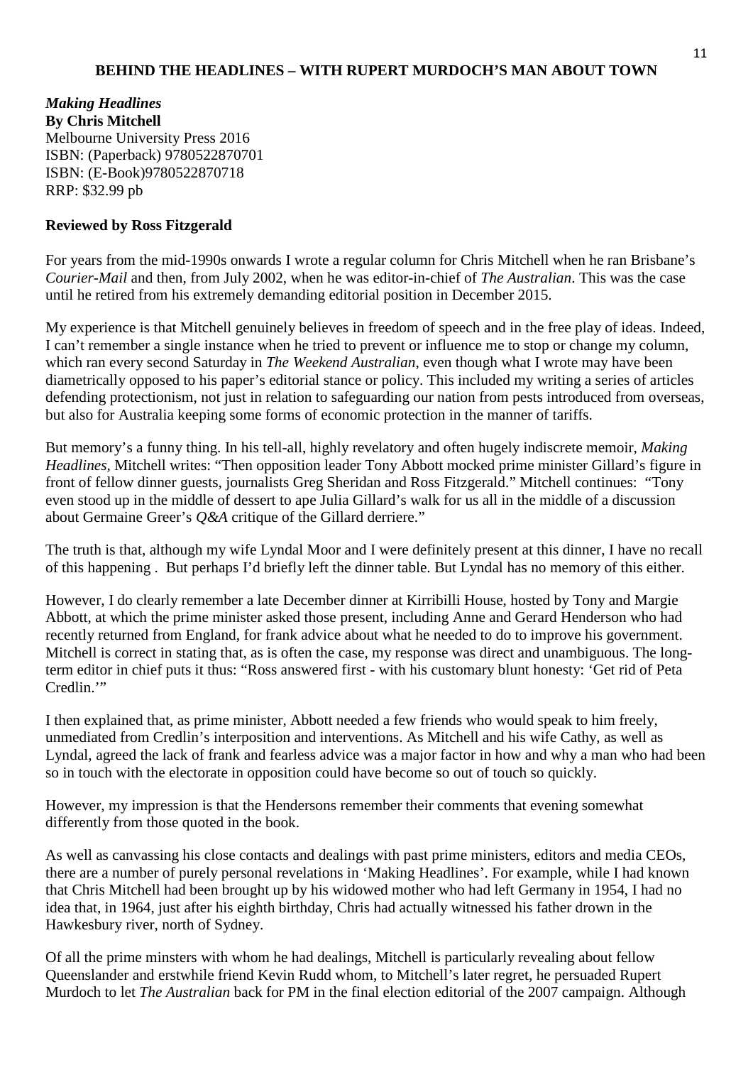## BEHIND THE HEADLINES – WITH RUPERT MURDOCH'S MAN ABOUT TOWN

***Making Headlines***
**By Chris Mitchell**
Melbourne University Press 2016
ISBN: (Paperback) 9780522870701
ISBN: (E-Book)9780522870718
RRP: $32.99 pb

**Reviewed by Ross Fitzgerald**

For years from the mid-1990s onwards I wrote a regular column for Chris Mitchell when he ran Brisbane's *Courier-Mail* and then, from July 2002, when he was editor-in-chief of *The Australian*. This was the case until he retired from his extremely demanding editorial position in December 2015.

My experience is that Mitchell genuinely believes in freedom of speech and in the free play of ideas. Indeed, I can't remember a single instance when he tried to prevent or influence me to stop or change my column, which ran every second Saturday in *The Weekend Australian*, even though what I wrote may have been diametrically opposed to his paper's editorial stance or policy. This included my writing a series of articles defending protectionism, not just in relation to safeguarding our nation from pests introduced from overseas, but also for Australia keeping some forms of economic protection in the manner of tariffs.

But memory's a funny thing. In his tell-all, highly revelatory and often hugely indiscrete memoir, *Making Headlines*, Mitchell writes: "Then opposition leader Tony Abbott mocked prime minister Gillard's figure in front of fellow dinner guests, journalists Greg Sheridan and Ross Fitzgerald." Mitchell continues: "Tony even stood up in the middle of dessert to ape Julia Gillard's walk for us all in the middle of a discussion about Germaine Greer's *Q&A* critique of the Gillard derriere."

The truth is that, although my wife Lyndal Moor and I were definitely present at this dinner, I have no recall of this happening . But perhaps I'd briefly left the dinner table. But Lyndal has no memory of this either.

However, I do clearly remember a late December dinner at Kirribilli House, hosted by Tony and Margie Abbott, at which the prime minister asked those present, including Anne and Gerard Henderson who had recently returned from England, for frank advice about what he needed to do to improve his government. Mitchell is correct in stating that, as is often the case, my response was direct and unambiguous. The long-term editor in chief puts it thus: "Ross answered first - with his customary blunt honesty: 'Get rid of Peta Credlin.'"

I then explained that, as prime minister, Abbott needed a few friends who would speak to him freely, unmediated from Credlin's interposition and interventions. As Mitchell and his wife Cathy, as well as Lyndal, agreed the lack of frank and fearless advice was a major factor in how and why a man who had been so in touch with the electorate in opposition could have become so out of touch so quickly.

However, my impression is that the Hendersons remember their comments that evening somewhat differently from those quoted in the book.

As well as canvassing his close contacts and dealings with past prime ministers, editors and media CEOs, there are a number of purely personal revelations in 'Making Headlines'. For example, while I had known that Chris Mitchell had been brought up by his widowed mother who had left Germany in 1954, I had no idea that, in 1964, just after his eighth birthday, Chris had actually witnessed his father drown in the Hawkesbury river, north of Sydney.

Of all the prime minsters with whom he had dealings, Mitchell is particularly revealing about fellow Queenslander and erstwhile friend Kevin Rudd whom, to Mitchell's later regret, he persuaded Rupert Murdoch to let *The Australian* back for PM in the final election editorial of the 2007 campaign. Although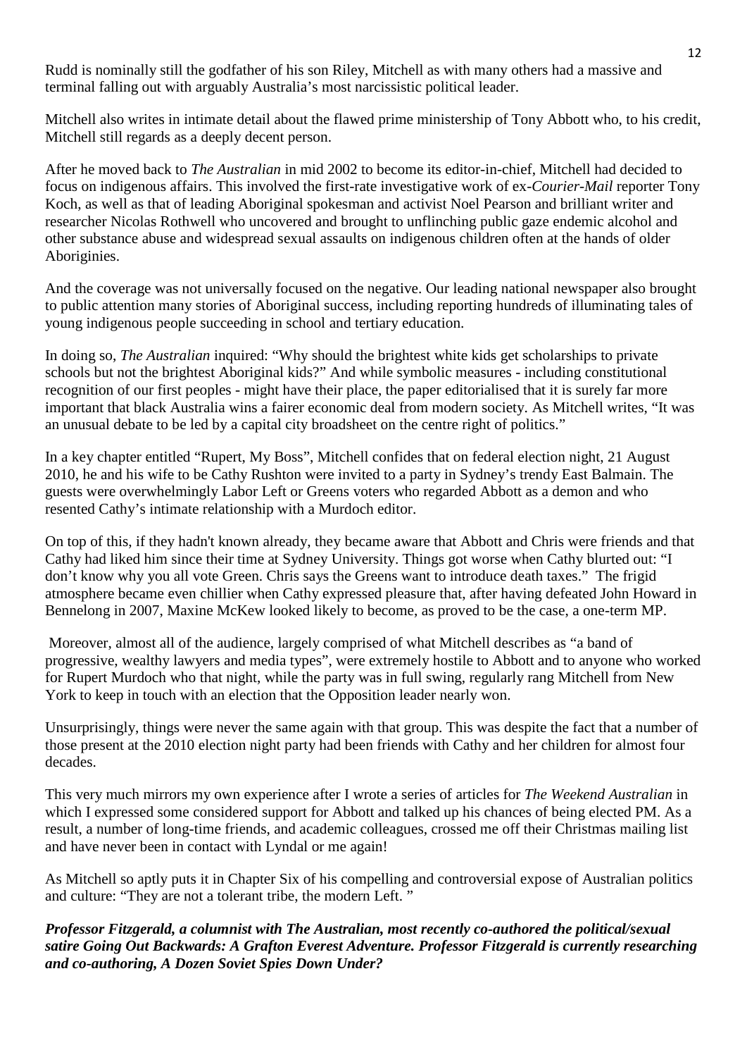Rudd is nominally still the godfather of his son Riley, Mitchell as with many others had a massive and terminal falling out with arguably Australia's most narcissistic political leader.

Mitchell also writes in intimate detail about the flawed prime ministership of Tony Abbott who, to his credit, Mitchell still regards as a deeply decent person.

After he moved back to *The Australian* in mid 2002 to become its editor-in-chief, Mitchell had decided to focus on indigenous affairs. This involved the first-rate investigative work of ex-*Courier-Mail* reporter Tony Koch, as well as that of leading Aboriginal spokesman and activist Noel Pearson and brilliant writer and researcher Nicolas Rothwell who uncovered and brought to unflinching public gaze endemic alcohol and other substance abuse and widespread sexual assaults on indigenous children often at the hands of older Aboriginies.

And the coverage was not universally focused on the negative. Our leading national newspaper also brought to public attention many stories of Aboriginal success, including reporting hundreds of illuminating tales of young indigenous people succeeding in school and tertiary education.

In doing so, *The Australian* inquired: "Why should the brightest white kids get scholarships to private schools but not the brightest Aboriginal kids?" And while symbolic measures - including constitutional recognition of our first peoples - might have their place, the paper editorialised that it is surely far more important that black Australia wins a fairer economic deal from modern society. As Mitchell writes, "It was an unusual debate to be led by a capital city broadsheet on the centre right of politics."

In a key chapter entitled "Rupert, My Boss", Mitchell confides that on federal election night, 21 August 2010, he and his wife to be Cathy Rushton were invited to a party in Sydney's trendy East Balmain. The guests were overwhelmingly Labor Left or Greens voters who regarded Abbott as a demon and who resented Cathy's intimate relationship with a Murdoch editor.

On top of this, if they hadn't known already, they became aware that Abbott and Chris were friends and that Cathy had liked him since their time at Sydney University. Things got worse when Cathy blurted out: "I don't know why you all vote Green. Chris says the Greens want to introduce death taxes." The frigid atmosphere became even chillier when Cathy expressed pleasure that, after having defeated John Howard in Bennelong in 2007, Maxine McKew looked likely to become, as proved to be the case, a one-term MP.

Moreover, almost all of the audience, largely comprised of what Mitchell describes as "a band of progressive, wealthy lawyers and media types", were extremely hostile to Abbott and to anyone who worked for Rupert Murdoch who that night, while the party was in full swing, regularly rang Mitchell from New York to keep in touch with an election that the Opposition leader nearly won.

Unsurprisingly, things were never the same again with that group. This was despite the fact that a number of those present at the 2010 election night party had been friends with Cathy and her children for almost four decades.

This very much mirrors my own experience after I wrote a series of articles for *The Weekend Australian* in which I expressed some considered support for Abbott and talked up his chances of being elected PM. As a result, a number of long-time friends, and academic colleagues, crossed me off their Christmas mailing list and have never been in contact with Lyndal or me again!

As Mitchell so aptly puts it in Chapter Six of his compelling and controversial expose of Australian politics and culture: "They are not a tolerant tribe, the modern Left. "

***Professor Fitzgerald, a columnist with The Australian, most recently co-authored the political/sexual satire Going Out Backwards: A Grafton Everest Adventure. Professor Fitzgerald is currently researching and co-authoring, A Dozen Soviet Spies Down Under?***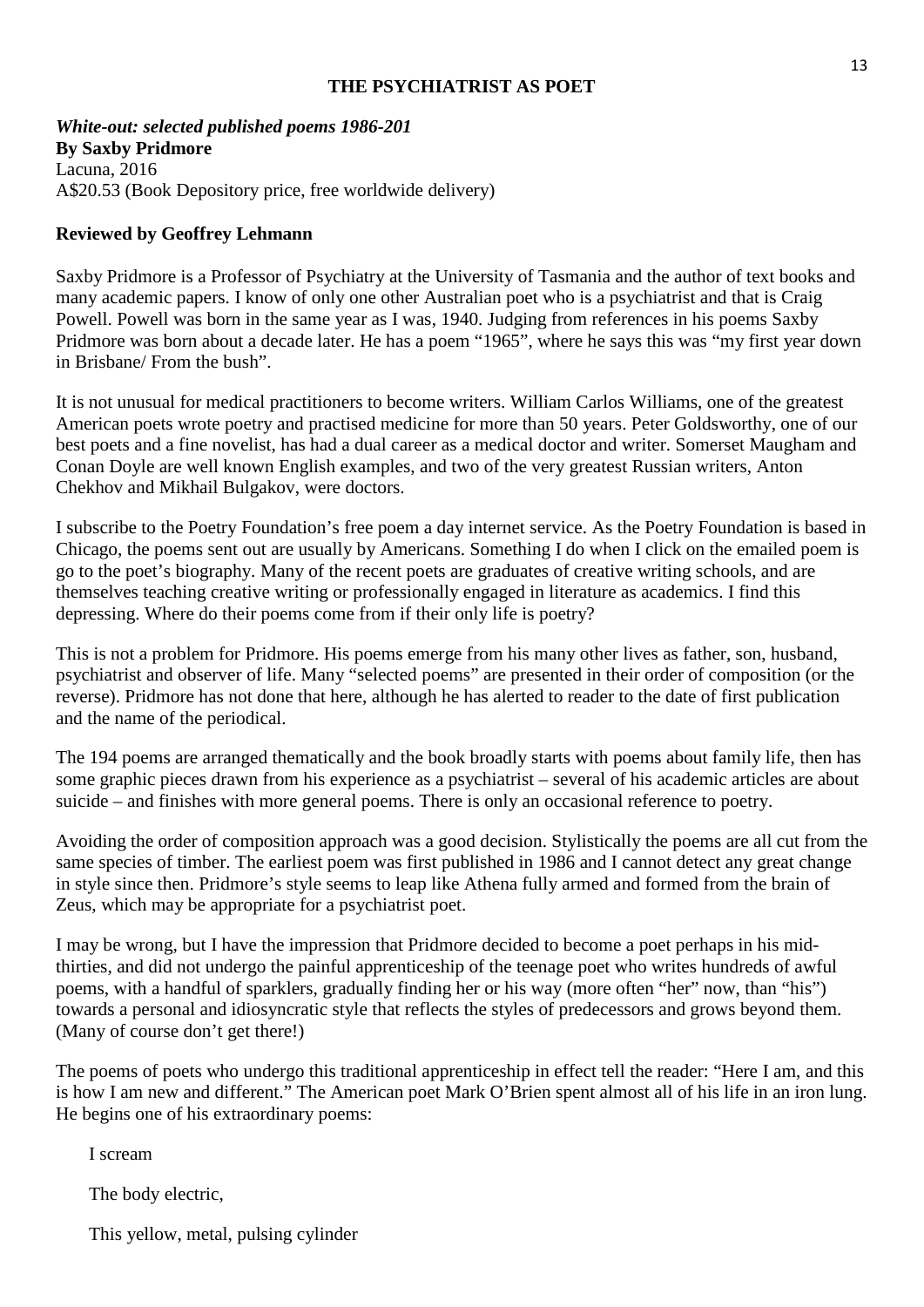## THE PSYCHIATRIST AS POET

***White-out: selected published poems 1986-201***
**By Saxby Pridmore**
Lacuna, 2016
A$20.53 (Book Depository price, free worldwide delivery)

**Reviewed by Geoffrey Lehmann**

Saxby Pridmore is a Professor of Psychiatry at the University of Tasmania and the author of text books and many academic papers. I know of only one other Australian poet who is a psychiatrist and that is Craig Powell. Powell was born in the same year as I was, 1940. Judging from references in his poems Saxby Pridmore was born about a decade later. He has a poem "1965", where he says this was "my first year down in Brisbane/ From the bush".

It is not unusual for medical practitioners to become writers. William Carlos Williams, one of the greatest American poets wrote poetry and practised medicine for more than 50 years. Peter Goldsworthy, one of our best poets and a fine novelist, has had a dual career as a medical doctor and writer. Somerset Maugham and Conan Doyle are well known English examples, and two of the very greatest Russian writers, Anton Chekhov and Mikhail Bulgakov, were doctors.

I subscribe to the Poetry Foundation's free poem a day internet service. As the Poetry Foundation is based in Chicago, the poems sent out are usually by Americans. Something I do when I click on the emailed poem is go to the poet's biography. Many of the recent poets are graduates of creative writing schools, and are themselves teaching creative writing or professionally engaged in literature as academics. I find this depressing. Where do their poems come from if their only life is poetry?

This is not a problem for Pridmore. His poems emerge from his many other lives as father, son, husband, psychiatrist and observer of life. Many "selected poems" are presented in their order of composition (or the reverse). Pridmore has not done that here, although he has alerted to reader to the date of first publication and the name of the periodical.

The 194 poems are arranged thematically and the book broadly starts with poems about family life, then has some graphic pieces drawn from his experience as a psychiatrist – several of his academic articles are about suicide – and finishes with more general poems. There is only an occasional reference to poetry.

Avoiding the order of composition approach was a good decision. Stylistically the poems are all cut from the same species of timber. The earliest poem was first published in 1986 and I cannot detect any great change in style since then. Pridmore's style seems to leap like Athena fully armed and formed from the brain of Zeus, which may be appropriate for a psychiatrist poet.

I may be wrong, but I have the impression that Pridmore decided to become a poet perhaps in his mid-thirties, and did not undergo the painful apprenticeship of the teenage poet who writes hundreds of awful poems, with a handful of sparklers, gradually finding her or his way (more often "her" now, than "his") towards a personal and idiosyncratic style that reflects the styles of predecessors and grows beyond them. (Many of course don't get there!)

The poems of poets who undergo this traditional apprenticeship in effect tell the reader: "Here I am, and this is how I am new and different." The American poet Mark O'Brien spent almost all of his life in an iron lung. He begins one of his extraordinary poems:

> I scream
>
> The body electric,
>
> This yellow, metal, pulsing cylinder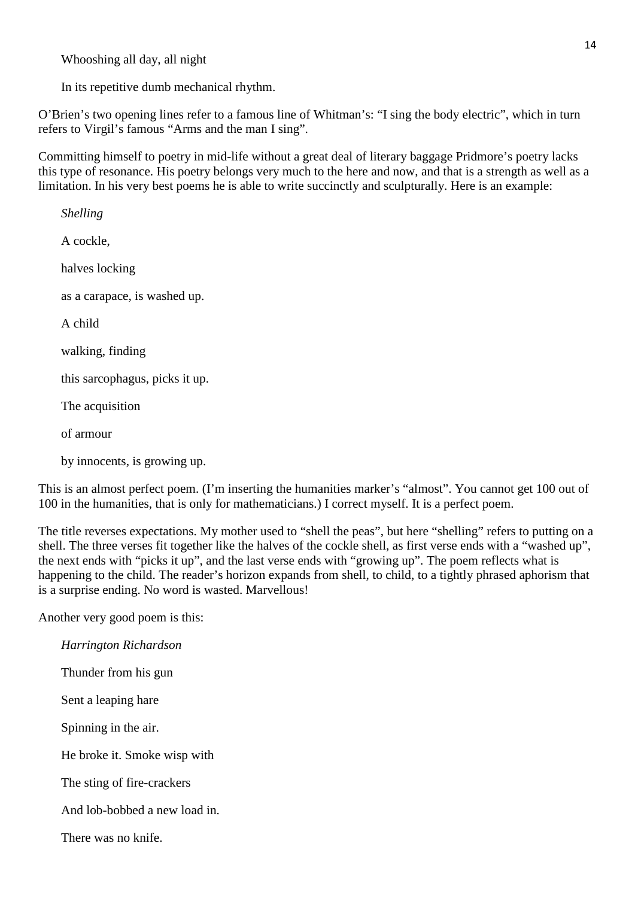Whooshing all day, all night

In its repetitive dumb mechanical rhythm.

O'Brien's two opening lines refer to a famous line of Whitman's: "I sing the body electric", which in turn refers to Virgil's famous "Arms and the man I sing".

Committing himself to poetry in mid-life without a great deal of literary baggage Pridmore's poetry lacks this type of resonance. His poetry belongs very much to the here and now, and that is a strength as well as a limitation. In his very best poems he is able to write succinctly and sculpturally. Here is an example:

*Shelling*

A cockle,

halves locking

as a carapace, is washed up.

A child

walking, finding

this sarcophagus, picks it up.

The acquisition

of armour

by innocents, is growing up.

This is an almost perfect poem. (I'm inserting the humanities marker's "almost". You cannot get 100 out of 100 in the humanities, that is only for mathematicians.) I correct myself. It is a perfect poem.

The title reverses expectations. My mother used to "shell the peas", but here "shelling" refers to putting on a shell. The three verses fit together like the halves of the cockle shell, as first verse ends with a "washed up", the next ends with "picks it up", and the last verse ends with "growing up". The poem reflects what is happening to the child. The reader's horizon expands from shell, to child, to a tightly phrased aphorism that is a surprise ending. No word is wasted. Marvellous!

Another very good poem is this:

*Harrington Richardson*

Thunder from his gun

Sent a leaping hare

Spinning in the air.

He broke it. Smoke wisp with

The sting of fire-crackers

And lob-bobbed a new load in.

There was no knife.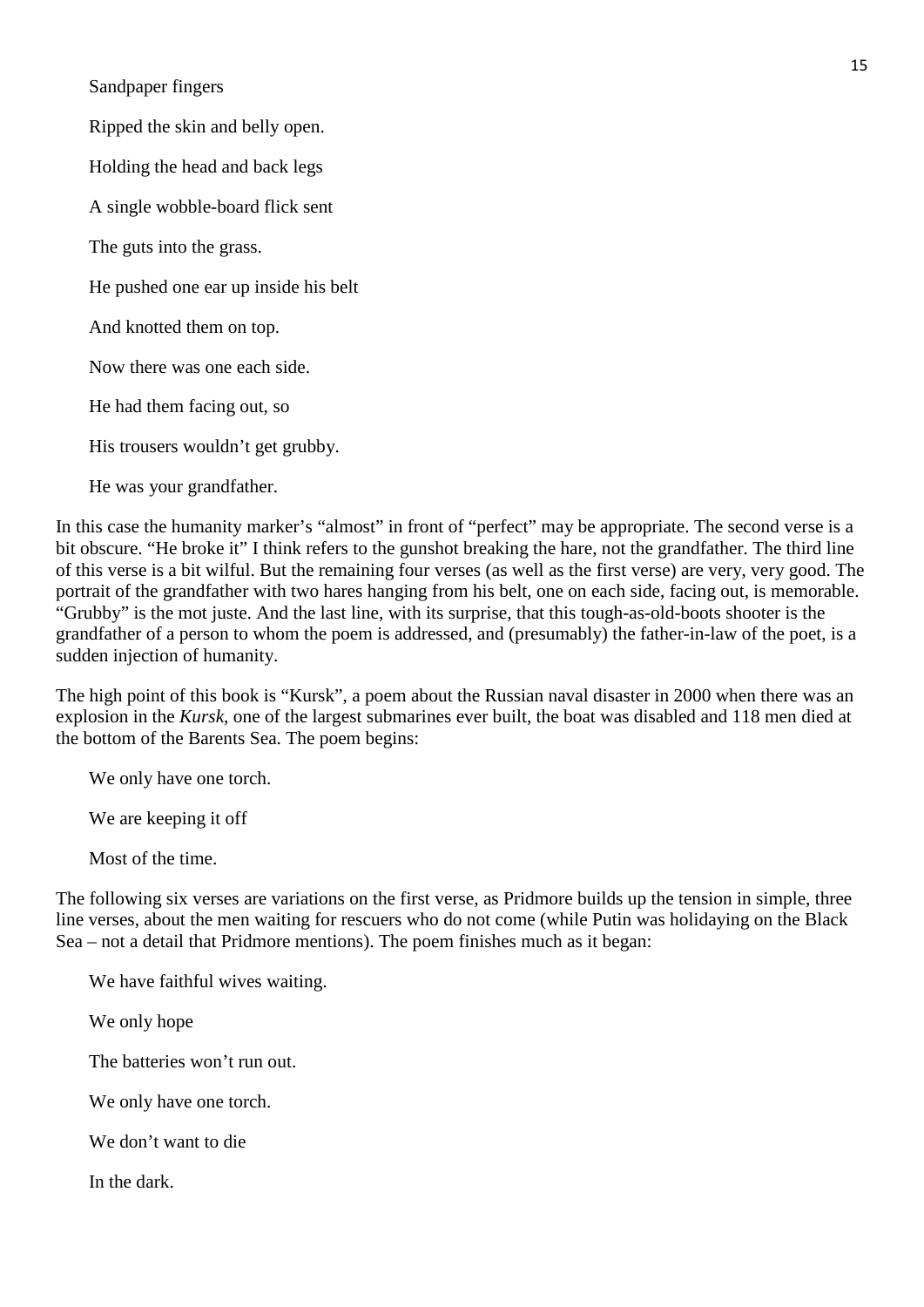Sandpaper fingers

Ripped the skin and belly open.

Holding the head and back legs

A single wobble-board flick sent

The guts into the grass.

He pushed one ear up inside his belt

And knotted them on top.

Now there was one each side.

He had them facing out, so

His trousers wouldn't get grubby.

He was your grandfather.

In this case the humanity marker's "almost" in front of "perfect" may be appropriate. The second verse is a bit obscure. "He broke it" I think refers to the gunshot breaking the hare, not the grandfather. The third line of this verse is a bit wilful. But the remaining four verses (as well as the first verse) are very, very good. The portrait of the grandfather with two hares hanging from his belt, one on each side, facing out, is memorable. "Grubby" is the mot juste. And the last line, with its surprise, that this tough-as-old-boots shooter is the grandfather of a person to whom the poem is addressed, and (presumably) the father-in-law of the poet, is a sudden injection of humanity.

The high point of this book is "Kursk", a poem about the Russian naval disaster in 2000 when there was an explosion in the *Kursk*, one of the largest submarines ever built, the boat was disabled and 118 men died at the bottom of the Barents Sea. The poem begins:

We only have one torch.

We are keeping it off

Most of the time.

The following six verses are variations on the first verse, as Pridmore builds up the tension in simple, three line verses, about the men waiting for rescuers who do not come (while Putin was holidaying on the Black Sea – not a detail that Pridmore mentions). The poem finishes much as it began:

We have faithful wives waiting.

We only hope

The batteries won't run out.

We only have one torch.

We don't want to die

In the dark.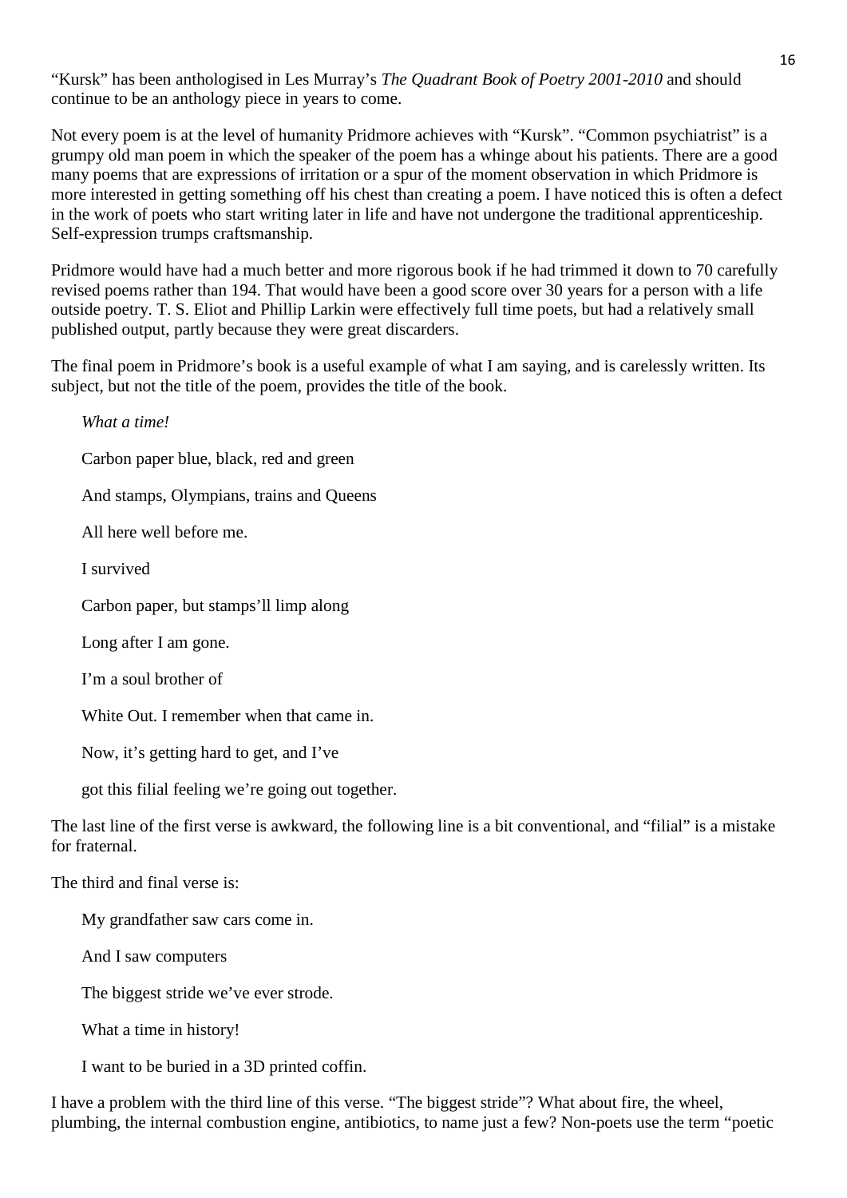"Kursk" has been anthologised in Les Murray's *The Quadrant Book of Poetry 2001-2010* and should continue to be an anthology piece in years to come.

Not every poem is at the level of humanity Pridmore achieves with "Kursk". "Common psychiatrist" is a grumpy old man poem in which the speaker of the poem has a whinge about his patients. There are a good many poems that are expressions of irritation or a spur of the moment observation in which Pridmore is more interested in getting something off his chest than creating a poem. I have noticed this is often a defect in the work of poets who start writing later in life and have not undergone the traditional apprenticeship. Self-expression trumps craftsmanship.

Pridmore would have had a much better and more rigorous book if he had trimmed it down to 70 carefully revised poems rather than 194. That would have been a good score over 30 years for a person with a life outside poetry. T. S. Eliot and Phillip Larkin were effectively full time poets, but had a relatively small published output, partly because they were great discarders.

The final poem in Pridmore's book is a useful example of what I am saying, and is carelessly written. Its subject, but not the title of the poem, provides the title of the book.

> *What a time!*
>
> Carbon paper blue, black, red and green
>
> And stamps, Olympians, trains and Queens
>
> All here well before me.
>
> I survived
>
> Carbon paper, but stamps'll limp along
>
> Long after I am gone.
>
> I'm a soul brother of
>
> White Out. I remember when that came in.
>
> Now, it's getting hard to get, and I've
>
> got this filial feeling we're going out together.

The last line of the first verse is awkward, the following line is a bit conventional, and "filial" is a mistake for fraternal.

The third and final verse is:

> My grandfather saw cars come in.
>
> And I saw computers
>
> The biggest stride we've ever strode.
>
> What a time in history!
>
> I want to be buried in a 3D printed coffin.

I have a problem with the third line of this verse. "The biggest stride"? What about fire, the wheel, plumbing, the internal combustion engine, antibiotics, to name just a few? Non-poets use the term "poetic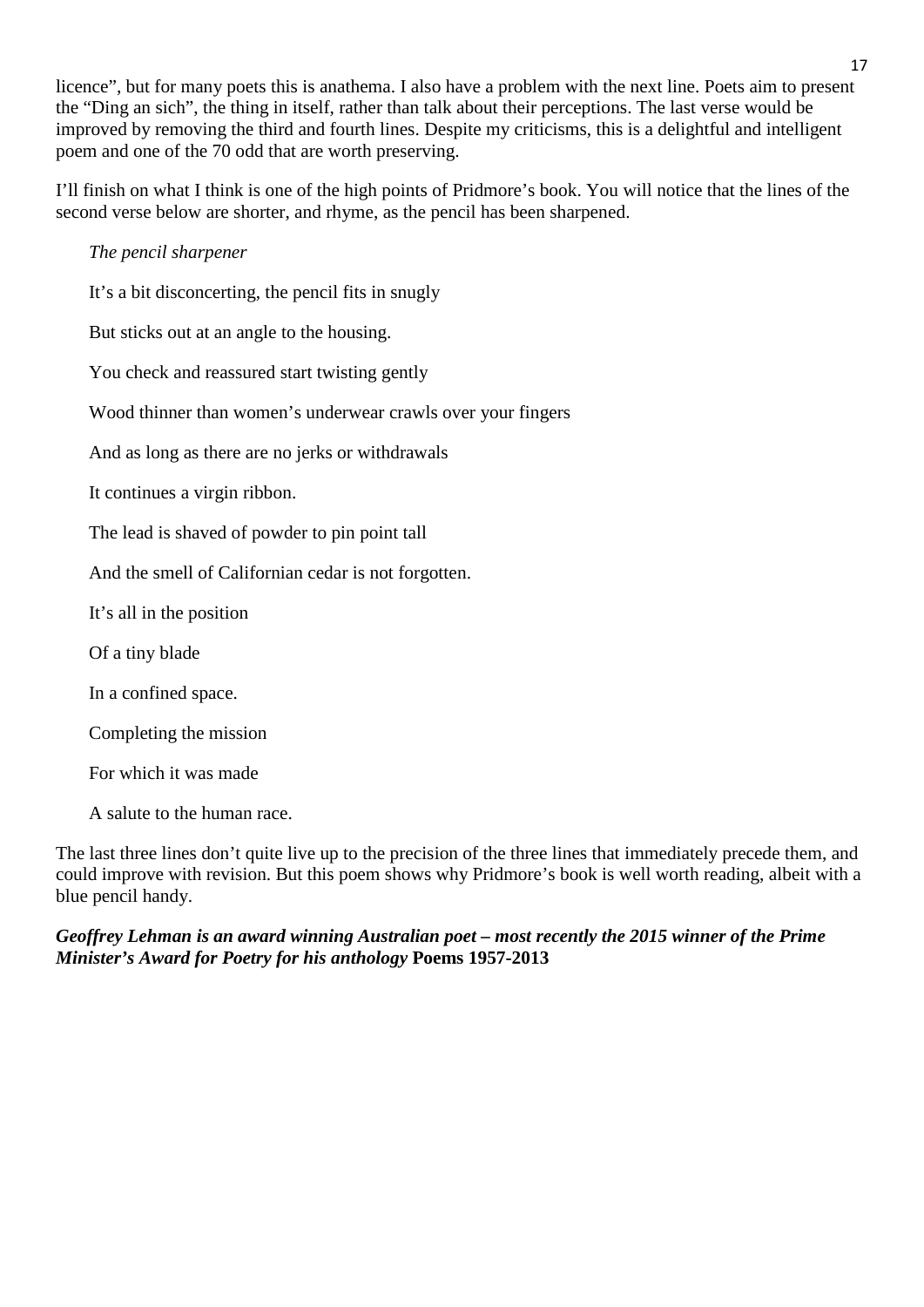licence", but for many poets this is anathema. I also have a problem with the next line. Poets aim to present the "Ding an sich", the thing in itself, rather than talk about their perceptions. The last verse would be improved by removing the third and fourth lines. Despite my criticisms, this is a delightful and intelligent poem and one of the 70 odd that are worth preserving.

I'll finish on what I think is one of the high points of Pridmore's book. You will notice that the lines of the second verse below are shorter, and rhyme, as the pencil has been sharpened.

> *The pencil sharpener*
>
> It's a bit disconcerting, the pencil fits in snugly
>
> But sticks out at an angle to the housing.
>
> You check and reassured start twisting gently
>
> Wood thinner than women's underwear crawls over your fingers
>
> And as long as there are no jerks or withdrawals
>
> It continues a virgin ribbon.
>
> The lead is shaved of powder to pin point tall
>
> And the smell of Californian cedar is not forgotten.
>
> It's all in the position
>
> Of a tiny blade
>
> In a confined space.
>
> Completing the mission
>
> For which it was made
>
> A salute to the human race.

The last three lines don't quite live up to the precision of the three lines that immediately precede them, and could improve with revision. But this poem shows why Pridmore's book is well worth reading, albeit with a blue pencil handy.

***Geoffrey Lehman is an award winning Australian poet – most recently the 2015 winner of the Prime Minister's Award for Poetry for his anthology* Poems 1957-2013**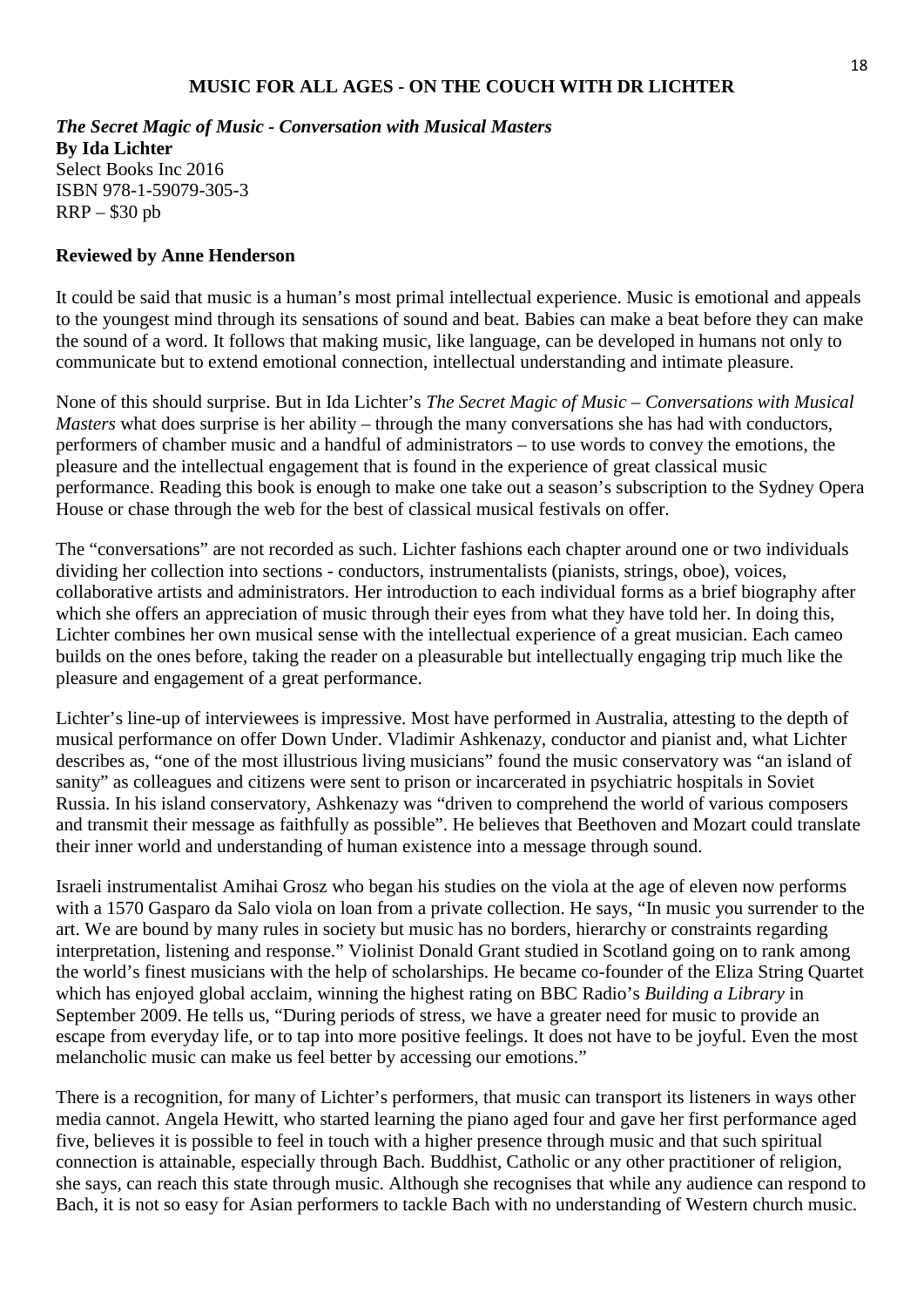## MUSIC FOR ALL AGES - ON THE COUCH WITH DR LICHTER

***The Secret Magic of Music - Conversation with Musical Masters***
**By Ida Lichter**
Select Books Inc 2016
ISBN 978-1-59079-305-3
RRP – $30 pb

**Reviewed by Anne Henderson**

It could be said that music is a human's most primal intellectual experience. Music is emotional and appeals to the youngest mind through its sensations of sound and beat. Babies can make a beat before they can make the sound of a word. It follows that making music, like language, can be developed in humans not only to communicate but to extend emotional connection, intellectual understanding and intimate pleasure.

None of this should surprise. But in Ida Lichter's *The Secret Magic of Music – Conversations with Musical Masters* what does surprise is her ability – through the many conversations she has had with conductors, performers of chamber music and a handful of administrators – to use words to convey the emotions, the pleasure and the intellectual engagement that is found in the experience of great classical music performance. Reading this book is enough to make one take out a season's subscription to the Sydney Opera House or chase through the web for the best of classical musical festivals on offer.

The "conversations" are not recorded as such. Lichter fashions each chapter around one or two individuals dividing her collection into sections - conductors, instrumentalists (pianists, strings, oboe), voices, collaborative artists and administrators. Her introduction to each individual forms as a brief biography after which she offers an appreciation of music through their eyes from what they have told her. In doing this, Lichter combines her own musical sense with the intellectual experience of a great musician. Each cameo builds on the ones before, taking the reader on a pleasurable but intellectually engaging trip much like the pleasure and engagement of a great performance.

Lichter's line-up of interviewees is impressive. Most have performed in Australia, attesting to the depth of musical performance on offer Down Under. Vladimir Ashkenazy, conductor and pianist and, what Lichter describes as, "one of the most illustrious living musicians" found the music conservatory was "an island of sanity" as colleagues and citizens were sent to prison or incarcerated in psychiatric hospitals in Soviet Russia. In his island conservatory, Ashkenazy was "driven to comprehend the world of various composers and transmit their message as faithfully as possible". He believes that Beethoven and Mozart could translate their inner world and understanding of human existence into a message through sound.

Israeli instrumentalist Amihai Grosz who began his studies on the viola at the age of eleven now performs with a 1570 Gasparo da Salo viola on loan from a private collection. He says, "In music you surrender to the art. We are bound by many rules in society but music has no borders, hierarchy or constraints regarding interpretation, listening and response." Violinist Donald Grant studied in Scotland going on to rank among the world's finest musicians with the help of scholarships. He became co-founder of the Eliza String Quartet which has enjoyed global acclaim, winning the highest rating on BBC Radio's *Building a Library* in September 2009. He tells us, "During periods of stress, we have a greater need for music to provide an escape from everyday life, or to tap into more positive feelings. It does not have to be joyful. Even the most melancholic music can make us feel better by accessing our emotions."

There is a recognition, for many of Lichter's performers, that music can transport its listeners in ways other media cannot. Angela Hewitt, who started learning the piano aged four and gave her first performance aged five, believes it is possible to feel in touch with a higher presence through music and that such spiritual connection is attainable, especially through Bach. Buddhist, Catholic or any other practitioner of religion, she says, can reach this state through music. Although she recognises that while any audience can respond to Bach, it is not so easy for Asian performers to tackle Bach with no understanding of Western church music.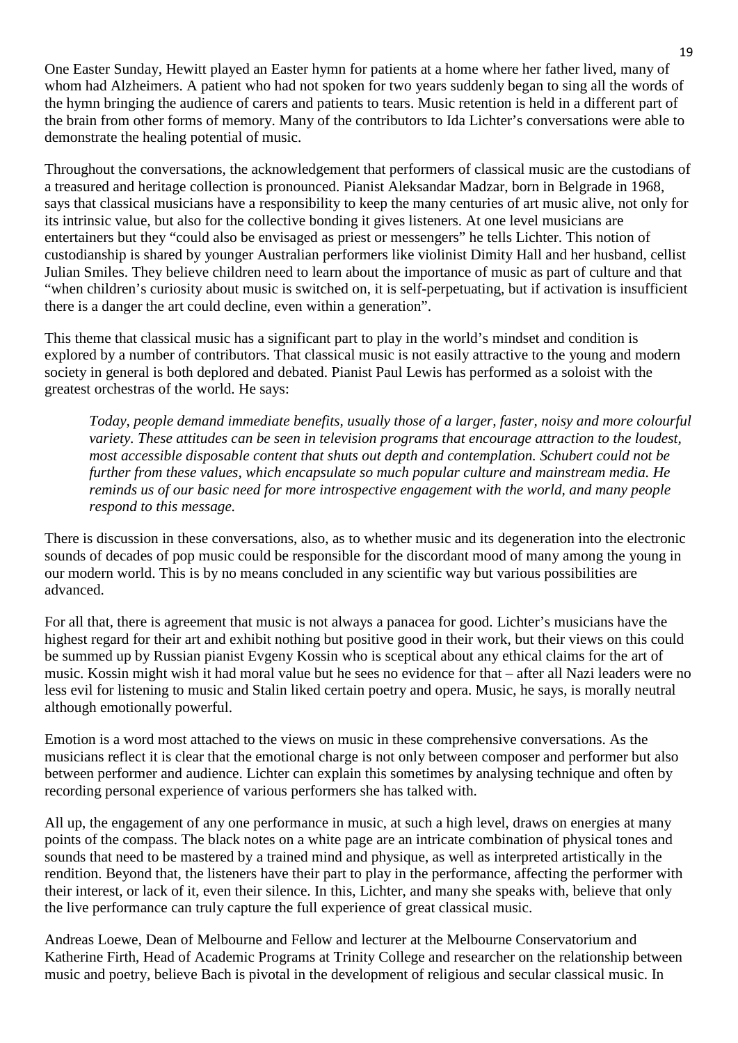One Easter Sunday, Hewitt played an Easter hymn for patients at a home where her father lived, many of whom had Alzheimers. A patient who had not spoken for two years suddenly began to sing all the words of the hymn bringing the audience of carers and patients to tears. Music retention is held in a different part of the brain from other forms of memory. Many of the contributors to Ida Lichter's conversations were able to demonstrate the healing potential of music.

Throughout the conversations, the acknowledgement that performers of classical music are the custodians of a treasured and heritage collection is pronounced. Pianist Aleksandar Madzar, born in Belgrade in 1968, says that classical musicians have a responsibility to keep the many centuries of art music alive, not only for its intrinsic value, but also for the collective bonding it gives listeners. At one level musicians are entertainers but they "could also be envisaged as priest or messengers" he tells Lichter. This notion of custodianship is shared by younger Australian performers like violinist Dimity Hall and her husband, cellist Julian Smiles. They believe children need to learn about the importance of music as part of culture and that "when children's curiosity about music is switched on, it is self-perpetuating, but if activation is insufficient there is a danger the art could decline, even within a generation".

This theme that classical music has a significant part to play in the world's mindset and condition is explored by a number of contributors. That classical music is not easily attractive to the young and modern society in general is both deplored and debated. Pianist Paul Lewis has performed as a soloist with the greatest orchestras of the world. He says:

> *Today, people demand immediate benefits, usually those of a larger, faster, noisy and more colourful variety. These attitudes can be seen in television programs that encourage attraction to the loudest, most accessible disposable content that shuts out depth and contemplation. Schubert could not be further from these values, which encapsulate so much popular culture and mainstream media. He reminds us of our basic need for more introspective engagement with the world, and many people respond to this message.*

There is discussion in these conversations, also, as to whether music and its degeneration into the electronic sounds of decades of pop music could be responsible for the discordant mood of many among the young in our modern world. This is by no means concluded in any scientific way but various possibilities are advanced.

For all that, there is agreement that music is not always a panacea for good. Lichter's musicians have the highest regard for their art and exhibit nothing but positive good in their work, but their views on this could be summed up by Russian pianist Evgeny Kossin who is sceptical about any ethical claims for the art of music. Kossin might wish it had moral value but he sees no evidence for that – after all Nazi leaders were no less evil for listening to music and Stalin liked certain poetry and opera. Music, he says, is morally neutral although emotionally powerful.

Emotion is a word most attached to the views on music in these comprehensive conversations. As the musicians reflect it is clear that the emotional charge is not only between composer and performer but also between performer and audience. Lichter can explain this sometimes by analysing technique and often by recording personal experience of various performers she has talked with.

All up, the engagement of any one performance in music, at such a high level, draws on energies at many points of the compass. The black notes on a white page are an intricate combination of physical tones and sounds that need to be mastered by a trained mind and physique, as well as interpreted artistically in the rendition. Beyond that, the listeners have their part to play in the performance, affecting the performer with their interest, or lack of it, even their silence. In this, Lichter, and many she speaks with, believe that only the live performance can truly capture the full experience of great classical music.

Andreas Loewe, Dean of Melbourne and Fellow and lecturer at the Melbourne Conservatorium and Katherine Firth, Head of Academic Programs at Trinity College and researcher on the relationship between music and poetry, believe Bach is pivotal in the development of religious and secular classical music. In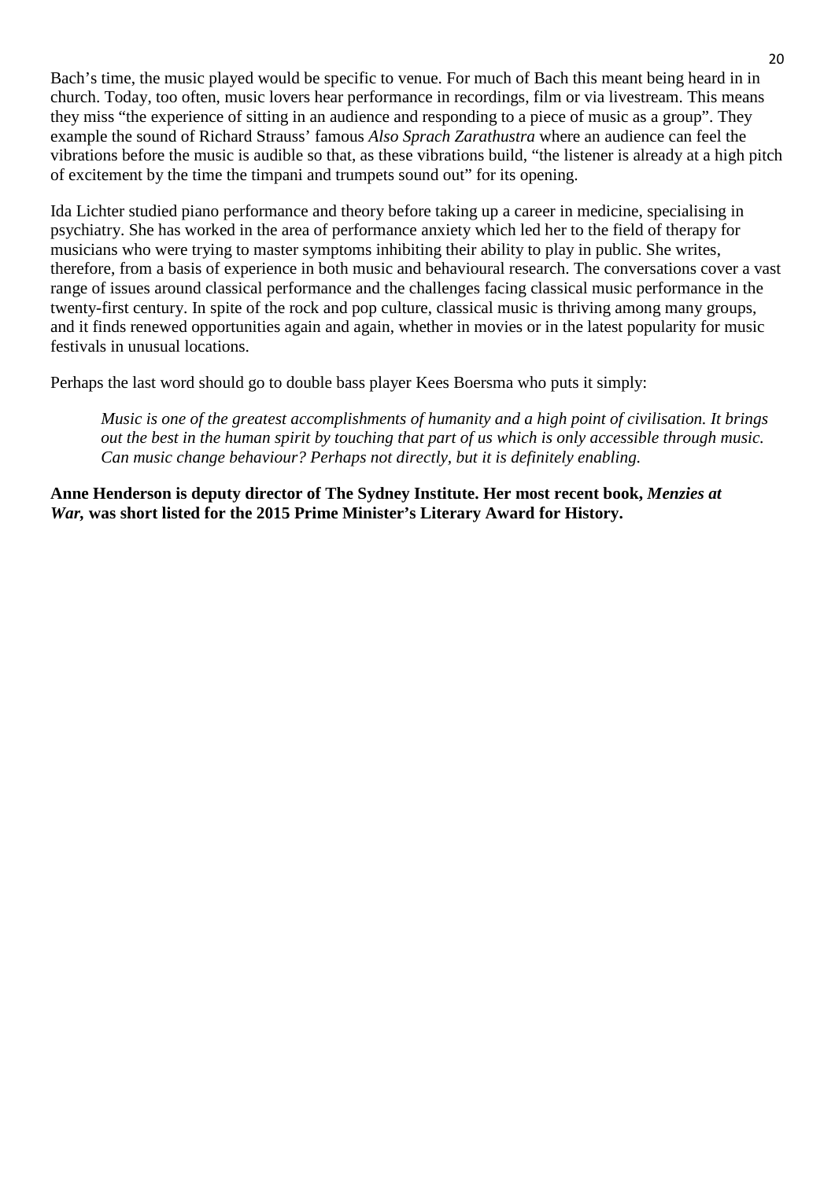Bach's time, the music played would be specific to venue. For much of Bach this meant being heard in in church. Today, too often, music lovers hear performance in recordings, film or via livestream. This means they miss "the experience of sitting in an audience and responding to a piece of music as a group". They example the sound of Richard Strauss' famous *Also Sprach Zarathustra* where an audience can feel the vibrations before the music is audible so that, as these vibrations build, "the listener is already at a high pitch of excitement by the time the timpani and trumpets sound out" for its opening.

Ida Lichter studied piano performance and theory before taking up a career in medicine, specialising in psychiatry. She has worked in the area of performance anxiety which led her to the field of therapy for musicians who were trying to master symptoms inhibiting their ability to play in public. She writes, therefore, from a basis of experience in both music and behavioural research. The conversations cover a vast range of issues around classical performance and the challenges facing classical music performance in the twenty-first century. In spite of the rock and pop culture, classical music is thriving among many groups, and it finds renewed opportunities again and again, whether in movies or in the latest popularity for music festivals in unusual locations.

Perhaps the last word should go to double bass player Kees Boersma who puts it simply:

> *Music is one of the greatest accomplishments of humanity and a high point of civilisation. It brings out the best in the human spirit by touching that part of us which is only accessible through music. Can music change behaviour? Perhaps not directly, but it is definitely enabling.*

**Anne Henderson is deputy director of The Sydney Institute. Her most recent book, *Menzies at War,* was short listed for the 2015 Prime Minister's Literary Award for History.**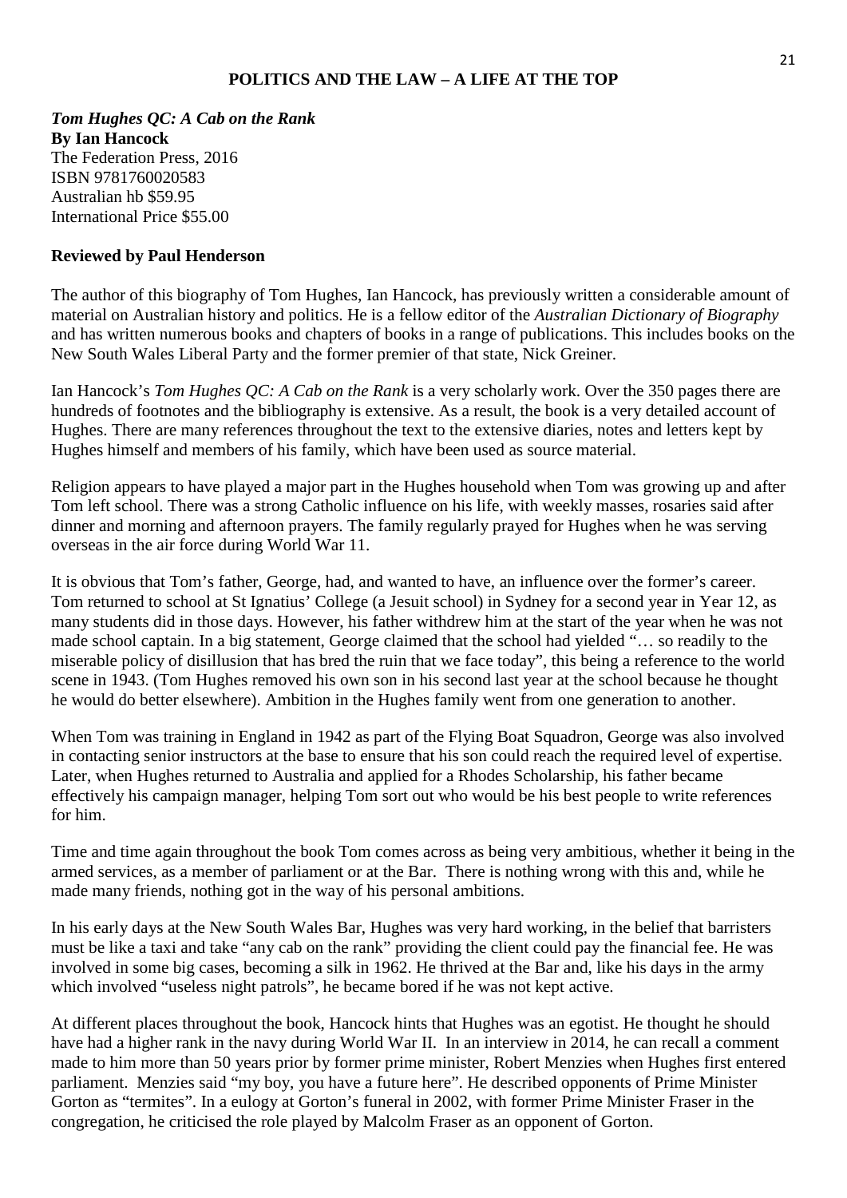## POLITICS AND THE LAW – A LIFE AT THE TOP

***Tom Hughes QC: A Cab on the Rank***
**By Ian Hancock**
The Federation Press, 2016
ISBN 9781760020583
Australian hb $59.95
International Price $55.00

**Reviewed by Paul Henderson**

The author of this biography of Tom Hughes, Ian Hancock, has previously written a considerable amount of material on Australian history and politics. He is a fellow editor of the *Australian Dictionary of Biography* and has written numerous books and chapters of books in a range of publications. This includes books on the New South Wales Liberal Party and the former premier of that state, Nick Greiner.

Ian Hancock's *Tom Hughes QC: A Cab on the Rank* is a very scholarly work. Over the 350 pages there are hundreds of footnotes and the bibliography is extensive. As a result, the book is a very detailed account of Hughes. There are many references throughout the text to the extensive diaries, notes and letters kept by Hughes himself and members of his family, which have been used as source material.

Religion appears to have played a major part in the Hughes household when Tom was growing up and after Tom left school. There was a strong Catholic influence on his life, with weekly masses, rosaries said after dinner and morning and afternoon prayers. The family regularly prayed for Hughes when he was serving overseas in the air force during World War 11.

It is obvious that Tom's father, George, had, and wanted to have, an influence over the former's career. Tom returned to school at St Ignatius' College (a Jesuit school) in Sydney for a second year in Year 12, as many students did in those days. However, his father withdrew him at the start of the year when he was not made school captain. In a big statement, George claimed that the school had yielded "… so readily to the miserable policy of disillusion that has bred the ruin that we face today", this being a reference to the world scene in 1943. (Tom Hughes removed his own son in his second last year at the school because he thought he would do better elsewhere). Ambition in the Hughes family went from one generation to another.

When Tom was training in England in 1942 as part of the Flying Boat Squadron, George was also involved in contacting senior instructors at the base to ensure that his son could reach the required level of expertise. Later, when Hughes returned to Australia and applied for a Rhodes Scholarship, his father became effectively his campaign manager, helping Tom sort out who would be his best people to write references for him.

Time and time again throughout the book Tom comes across as being very ambitious, whether it being in the armed services, as a member of parliament or at the Bar. There is nothing wrong with this and, while he made many friends, nothing got in the way of his personal ambitions.

In his early days at the New South Wales Bar, Hughes was very hard working, in the belief that barristers must be like a taxi and take "any cab on the rank" providing the client could pay the financial fee. He was involved in some big cases, becoming a silk in 1962. He thrived at the Bar and, like his days in the army which involved "useless night patrols", he became bored if he was not kept active.

At different places throughout the book, Hancock hints that Hughes was an egotist. He thought he should have had a higher rank in the navy during World War II. In an interview in 2014, he can recall a comment made to him more than 50 years prior by former prime minister, Robert Menzies when Hughes first entered parliament. Menzies said "my boy, you have a future here". He described opponents of Prime Minister Gorton as "termites". In a eulogy at Gorton's funeral in 2002, with former Prime Minister Fraser in the congregation, he criticised the role played by Malcolm Fraser as an opponent of Gorton.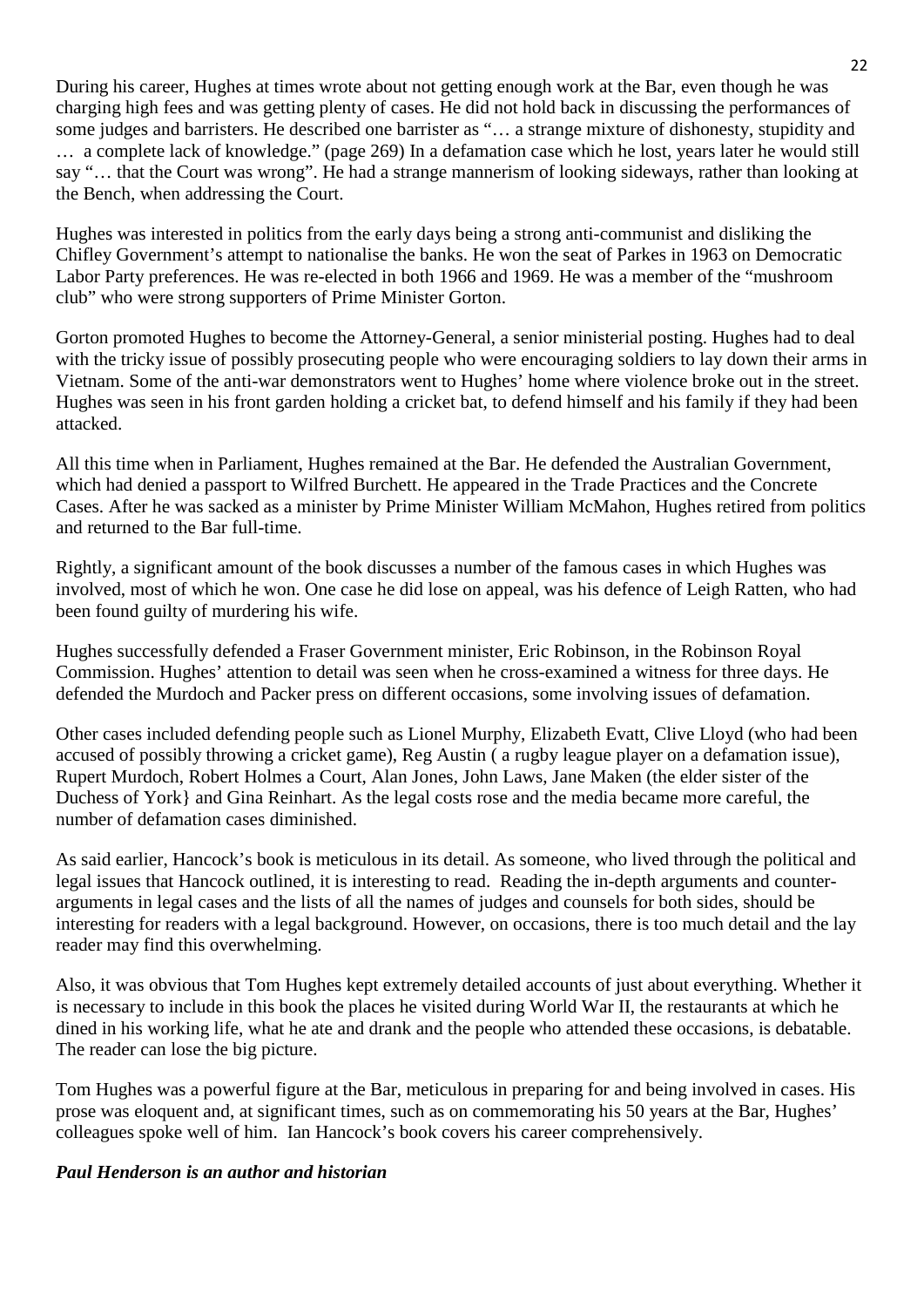During his career, Hughes at times wrote about not getting enough work at the Bar, even though he was charging high fees and was getting plenty of cases. He did not hold back in discussing the performances of some judges and barristers. He described one barrister as "… a strange mixture of dishonesty, stupidity and … a complete lack of knowledge." (page 269) In a defamation case which he lost, years later he would still say "… that the Court was wrong". He had a strange mannerism of looking sideways, rather than looking at the Bench, when addressing the Court.

Hughes was interested in politics from the early days being a strong anti-communist and disliking the Chifley Government's attempt to nationalise the banks. He won the seat of Parkes in 1963 on Democratic Labor Party preferences. He was re-elected in both 1966 and 1969. He was a member of the "mushroom club" who were strong supporters of Prime Minister Gorton.

Gorton promoted Hughes to become the Attorney-General, a senior ministerial posting. Hughes had to deal with the tricky issue of possibly prosecuting people who were encouraging soldiers to lay down their arms in Vietnam. Some of the anti-war demonstrators went to Hughes' home where violence broke out in the street. Hughes was seen in his front garden holding a cricket bat, to defend himself and his family if they had been attacked.

All this time when in Parliament, Hughes remained at the Bar. He defended the Australian Government, which had denied a passport to Wilfred Burchett. He appeared in the Trade Practices and the Concrete Cases. After he was sacked as a minister by Prime Minister William McMahon, Hughes retired from politics and returned to the Bar full-time.

Rightly, a significant amount of the book discusses a number of the famous cases in which Hughes was involved, most of which he won. One case he did lose on appeal, was his defence of Leigh Ratten, who had been found guilty of murdering his wife.

Hughes successfully defended a Fraser Government minister, Eric Robinson, in the Robinson Royal Commission. Hughes' attention to detail was seen when he cross-examined a witness for three days. He defended the Murdoch and Packer press on different occasions, some involving issues of defamation.

Other cases included defending people such as Lionel Murphy, Elizabeth Evatt, Clive Lloyd (who had been accused of possibly throwing a cricket game), Reg Austin ( a rugby league player on a defamation issue), Rupert Murdoch, Robert Holmes a Court, Alan Jones, John Laws, Jane Maken (the elder sister of the Duchess of York} and Gina Reinhart. As the legal costs rose and the media became more careful, the number of defamation cases diminished.

As said earlier, Hancock's book is meticulous in its detail. As someone, who lived through the political and legal issues that Hancock outlined, it is interesting to read. Reading the in-depth arguments and counter-arguments in legal cases and the lists of all the names of judges and counsels for both sides, should be interesting for readers with a legal background. However, on occasions, there is too much detail and the lay reader may find this overwhelming.

Also, it was obvious that Tom Hughes kept extremely detailed accounts of just about everything. Whether it is necessary to include in this book the places he visited during World War II, the restaurants at which he dined in his working life, what he ate and drank and the people who attended these occasions, is debatable. The reader can lose the big picture.

Tom Hughes was a powerful figure at the Bar, meticulous in preparing for and being involved in cases. His prose was eloquent and, at significant times, such as on commemorating his 50 years at the Bar, Hughes' colleagues spoke well of him. Ian Hancock's book covers his career comprehensively.

***Paul Henderson is an author and historian***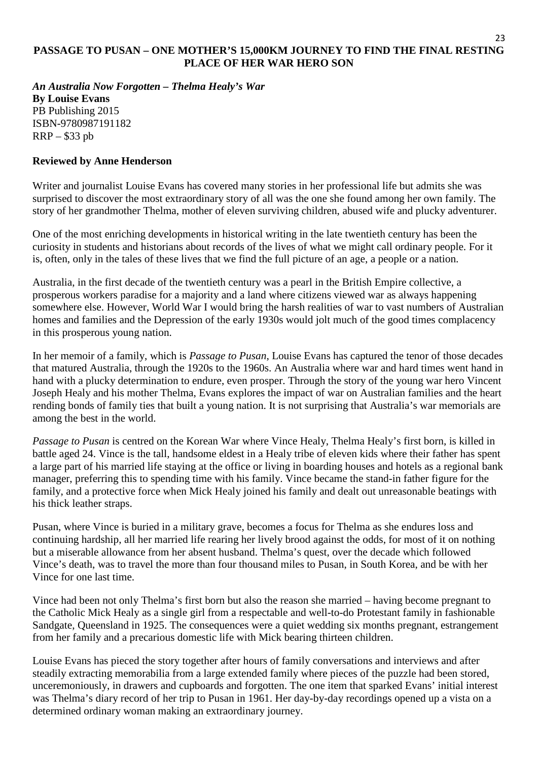# PASSAGE TO PUSAN – ONE MOTHER'S 15,000KM JOURNEY TO FIND THE FINAL RESTING PLACE OF HER WAR HERO SON

***An Australia Now Forgotten – Thelma Healy's War***
**By Louise Evans**
PB Publishing 2015
ISBN-9780987191182
RRP – $33 pb

**Reviewed by Anne Henderson**

Writer and journalist Louise Evans has covered many stories in her professional life but admits she was surprised to discover the most extraordinary story of all was the one she found among her own family. The story of her grandmother Thelma, mother of eleven surviving children, abused wife and plucky adventurer.

One of the most enriching developments in historical writing in the late twentieth century has been the curiosity in students and historians about records of the lives of what we might call ordinary people. For it is, often, only in the tales of these lives that we find the full picture of an age, a people or a nation.

Australia, in the first decade of the twentieth century was a pearl in the British Empire collective, a prosperous workers paradise for a majority and a land where citizens viewed war as always happening somewhere else. However, World War I would bring the harsh realities of war to vast numbers of Australian homes and families and the Depression of the early 1930s would jolt much of the good times complacency in this prosperous young nation.

In her memoir of a family, which is *Passage to Pusan*, Louise Evans has captured the tenor of those decades that matured Australia, through the 1920s to the 1960s. An Australia where war and hard times went hand in hand with a plucky determination to endure, even prosper. Through the story of the young war hero Vincent Joseph Healy and his mother Thelma, Evans explores the impact of war on Australian families and the heart rending bonds of family ties that built a young nation. It is not surprising that Australia's war memorials are among the best in the world.

*Passage to Pusan* is centred on the Korean War where Vince Healy, Thelma Healy's first born, is killed in battle aged 24. Vince is the tall, handsome eldest in a Healy tribe of eleven kids where their father has spent a large part of his married life staying at the office or living in boarding houses and hotels as a regional bank manager, preferring this to spending time with his family. Vince became the stand-in father figure for the family, and a protective force when Mick Healy joined his family and dealt out unreasonable beatings with his thick leather straps.

Pusan, where Vince is buried in a military grave, becomes a focus for Thelma as she endures loss and continuing hardship, all her married life rearing her lively brood against the odds, for most of it on nothing but a miserable allowance from her absent husband. Thelma's quest, over the decade which followed Vince's death, was to travel the more than four thousand miles to Pusan, in South Korea, and be with her Vince for one last time.

Vince had been not only Thelma's first born but also the reason she married – having become pregnant to the Catholic Mick Healy as a single girl from a respectable and well-to-do Protestant family in fashionable Sandgate, Queensland in 1925. The consequences were a quiet wedding six months pregnant, estrangement from her family and a precarious domestic life with Mick bearing thirteen children.

Louise Evans has pieced the story together after hours of family conversations and interviews and after steadily extracting memorabilia from a large extended family where pieces of the puzzle had been stored, unceremoniously, in drawers and cupboards and forgotten. The one item that sparked Evans' initial interest was Thelma's diary record of her trip to Pusan in 1961. Her day-by-day recordings opened up a vista on a determined ordinary woman making an extraordinary journey.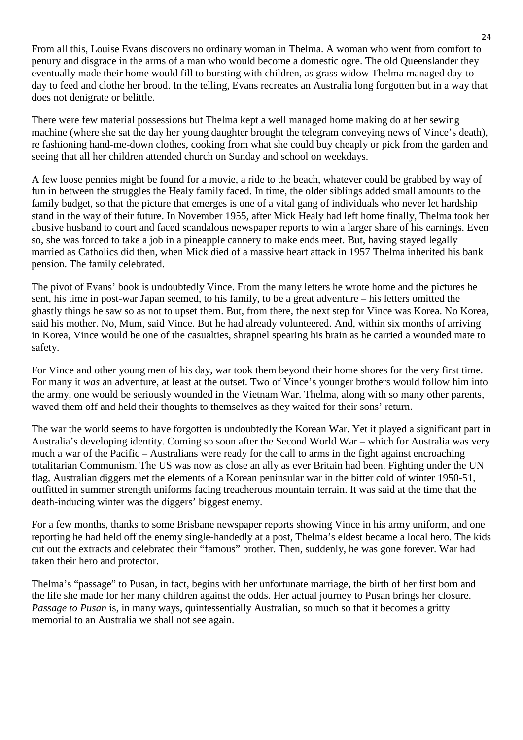From all this, Louise Evans discovers no ordinary woman in Thelma. A woman who went from comfort to penury and disgrace in the arms of a man who would become a domestic ogre. The old Queenslander they eventually made their home would fill to bursting with children, as grass widow Thelma managed day-to-day to feed and clothe her brood. In the telling, Evans recreates an Australia long forgotten but in a way that does not denigrate or belittle.

There were few material possessions but Thelma kept a well managed home making do at her sewing machine (where she sat the day her young daughter brought the telegram conveying news of Vince's death), re fashioning hand-me-down clothes, cooking from what she could buy cheaply or pick from the garden and seeing that all her children attended church on Sunday and school on weekdays.

A few loose pennies might be found for a movie, a ride to the beach, whatever could be grabbed by way of fun in between the struggles the Healy family faced. In time, the older siblings added small amounts to the family budget, so that the picture that emerges is one of a vital gang of individuals who never let hardship stand in the way of their future. In November 1955, after Mick Healy had left home finally, Thelma took her abusive husband to court and faced scandalous newspaper reports to win a larger share of his earnings. Even so, she was forced to take a job in a pineapple cannery to make ends meet. But, having stayed legally married as Catholics did then, when Mick died of a massive heart attack in 1957 Thelma inherited his bank pension. The family celebrated.

The pivot of Evans' book is undoubtedly Vince. From the many letters he wrote home and the pictures he sent, his time in post-war Japan seemed, to his family, to be a great adventure – his letters omitted the ghastly things he saw so as not to upset them. But, from there, the next step for Vince was Korea. No Korea, said his mother. No, Mum, said Vince. But he had already volunteered. And, within six months of arriving in Korea, Vince would be one of the casualties, shrapnel spearing his brain as he carried a wounded mate to safety.

For Vince and other young men of his day, war took them beyond their home shores for the very first time. For many it *was* an adventure, at least at the outset. Two of Vince's younger brothers would follow him into the army, one would be seriously wounded in the Vietnam War. Thelma, along with so many other parents, waved them off and held their thoughts to themselves as they waited for their sons' return.

The war the world seems to have forgotten is undoubtedly the Korean War. Yet it played a significant part in Australia's developing identity. Coming so soon after the Second World War – which for Australia was very much a war of the Pacific – Australians were ready for the call to arms in the fight against encroaching totalitarian Communism. The US was now as close an ally as ever Britain had been. Fighting under the UN flag, Australian diggers met the elements of a Korean peninsular war in the bitter cold of winter 1950-51, outfitted in summer strength uniforms facing treacherous mountain terrain. It was said at the time that the death-inducing winter was the diggers' biggest enemy.

For a few months, thanks to some Brisbane newspaper reports showing Vince in his army uniform, and one reporting he had held off the enemy single-handedly at a post, Thelma's eldest became a local hero. The kids cut out the extracts and celebrated their "famous" brother. Then, suddenly, he was gone forever. War had taken their hero and protector.

Thelma's "passage" to Pusan, in fact, begins with her unfortunate marriage, the birth of her first born and the life she made for her many children against the odds. Her actual journey to Pusan brings her closure. *Passage to Pusan* is, in many ways, quintessentially Australian, so much so that it becomes a gritty memorial to an Australia we shall not see again.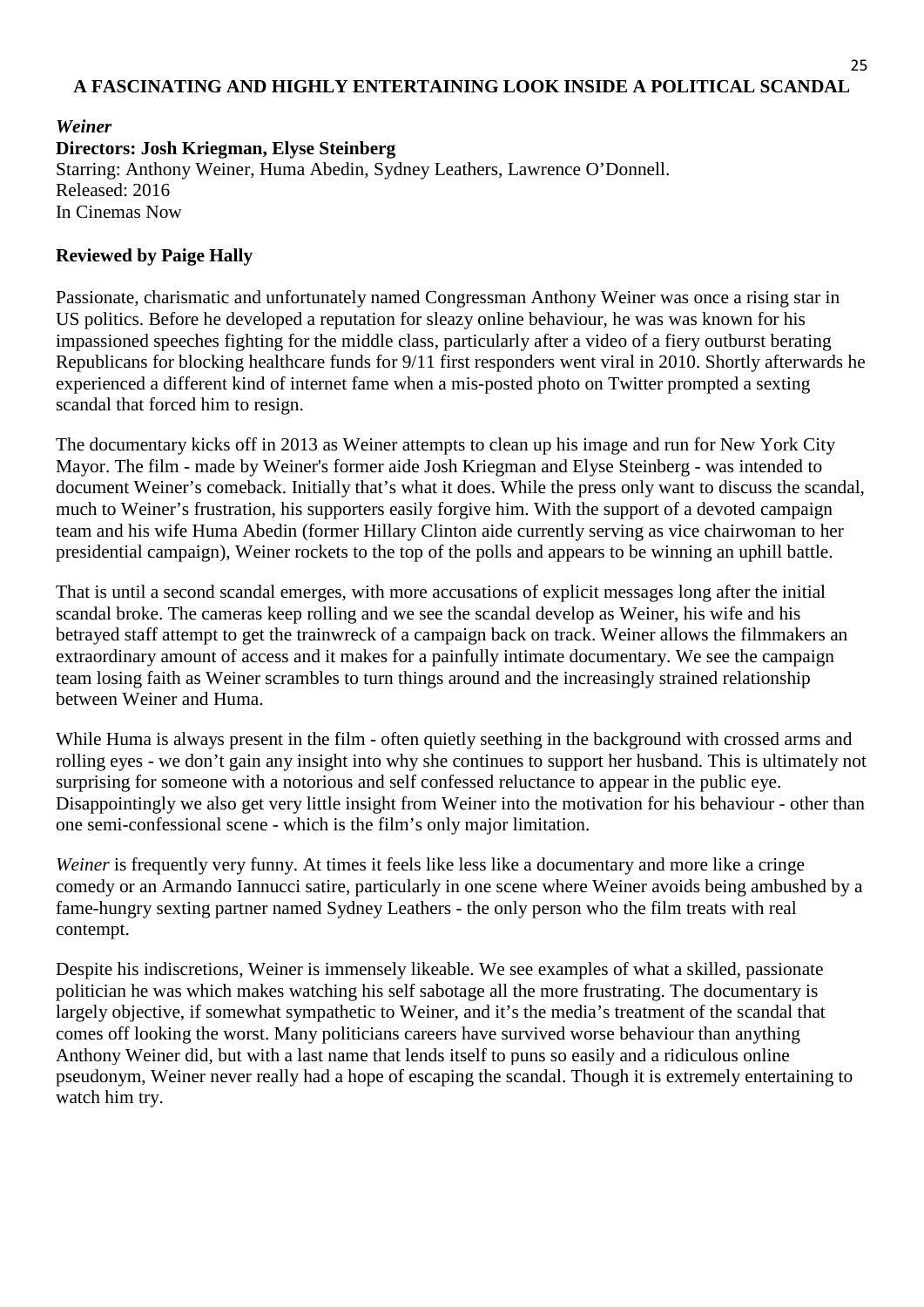## A FASCINATING AND HIGHLY ENTERTAINING LOOK INSIDE A POLITICAL SCANDAL

***Weiner***
**Directors: Josh Kriegman, Elyse Steinberg**
Starring: Anthony Weiner, Huma Abedin, Sydney Leathers, Lawrence O'Donnell.
Released: 2016
In Cinemas Now

**Reviewed by Paige Hally**

Passionate, charismatic and unfortunately named Congressman Anthony Weiner was once a rising star in US politics. Before he developed a reputation for sleazy online behaviour, he was was known for his impassioned speeches fighting for the middle class, particularly after a video of a fiery outburst berating Republicans for blocking healthcare funds for 9/11 first responders went viral in 2010. Shortly afterwards he experienced a different kind of internet fame when a mis-posted photo on Twitter prompted a sexting scandal that forced him to resign.

The documentary kicks off in 2013 as Weiner attempts to clean up his image and run for New York City Mayor. The film - made by Weiner's former aide Josh Kriegman and Elyse Steinberg - was intended to document Weiner's comeback. Initially that's what it does. While the press only want to discuss the scandal, much to Weiner's frustration, his supporters easily forgive him. With the support of a devoted campaign team and his wife Huma Abedin (former Hillary Clinton aide currently serving as vice chairwoman to her presidential campaign), Weiner rockets to the top of the polls and appears to be winning an uphill battle.

That is until a second scandal emerges, with more accusations of explicit messages long after the initial scandal broke. The cameras keep rolling and we see the scandal develop as Weiner, his wife and his betrayed staff attempt to get the trainwreck of a campaign back on track. Weiner allows the filmmakers an extraordinary amount of access and it makes for a painfully intimate documentary. We see the campaign team losing faith as Weiner scrambles to turn things around and the increasingly strained relationship between Weiner and Huma.

While Huma is always present in the film - often quietly seething in the background with crossed arms and rolling eyes - we don't gain any insight into why she continues to support her husband. This is ultimately not surprising for someone with a notorious and self confessed reluctance to appear in the public eye. Disappointingly we also get very little insight from Weiner into the motivation for his behaviour - other than one semi-confessional scene - which is the film's only major limitation.

*Weiner* is frequently very funny. At times it feels like less like a documentary and more like a cringe comedy or an Armando Iannucci satire, particularly in one scene where Weiner avoids being ambushed by a fame-hungry sexting partner named Sydney Leathers - the only person who the film treats with real contempt.

Despite his indiscretions, Weiner is immensely likeable. We see examples of what a skilled, passionate politician he was which makes watching his self sabotage all the more frustrating. The documentary is largely objective, if somewhat sympathetic to Weiner, and it's the media's treatment of the scandal that comes off looking the worst. Many politicians careers have survived worse behaviour than anything Anthony Weiner did, but with a last name that lends itself to puns so easily and a ridiculous online pseudonym, Weiner never really had a hope of escaping the scandal. Though it is extremely entertaining to watch him try.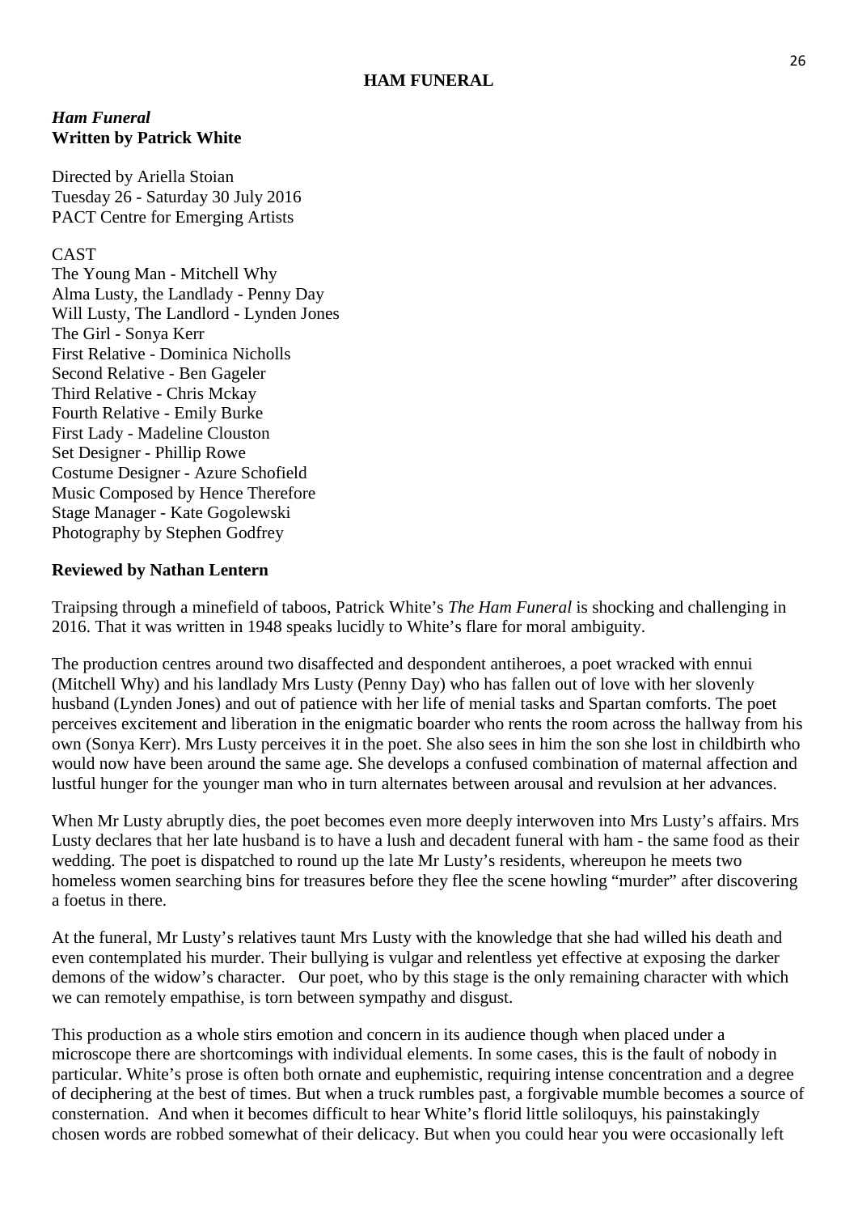## HAM FUNERAL

***Ham Funeral***
**Written by Patrick White**

Directed by Ariella Stoian
Tuesday 26 - Saturday 30 July 2016
PACT Centre for Emerging Artists

CAST
The Young Man - Mitchell Why
Alma Lusty, the Landlady - Penny Day
Will Lusty, The Landlord - Lynden Jones
The Girl - Sonya Kerr
First Relative - Dominica Nicholls
Second Relative - Ben Gageler
Third Relative - Chris Mckay
Fourth Relative - Emily Burke
First Lady - Madeline Clouston
Set Designer - Phillip Rowe
Costume Designer - Azure Schofield
Music Composed by Hence Therefore
Stage Manager - Kate Gogolewski
Photography by Stephen Godfrey

**Reviewed by Nathan Lentern**

Traipsing through a minefield of taboos, Patrick White's *The Ham Funeral* is shocking and challenging in 2016. That it was written in 1948 speaks lucidly to White's flare for moral ambiguity.

The production centres around two disaffected and despondent antiheroes, a poet wracked with ennui (Mitchell Why) and his landlady Mrs Lusty (Penny Day) who has fallen out of love with her slovenly husband (Lynden Jones) and out of patience with her life of menial tasks and Spartan comforts. The poet perceives excitement and liberation in the enigmatic boarder who rents the room across the hallway from his own (Sonya Kerr). Mrs Lusty perceives it in the poet. She also sees in him the son she lost in childbirth who would now have been around the same age. She develops a confused combination of maternal affection and lustful hunger for the younger man who in turn alternates between arousal and revulsion at her advances.

When Mr Lusty abruptly dies, the poet becomes even more deeply interwoven into Mrs Lusty's affairs. Mrs Lusty declares that her late husband is to have a lush and decadent funeral with ham - the same food as their wedding. The poet is dispatched to round up the late Mr Lusty's residents, whereupon he meets two homeless women searching bins for treasures before they flee the scene howling "murder" after discovering a foetus in there.

At the funeral, Mr Lusty's relatives taunt Mrs Lusty with the knowledge that she had willed his death and even contemplated his murder. Their bullying is vulgar and relentless yet effective at exposing the darker demons of the widow's character. Our poet, who by this stage is the only remaining character with which we can remotely empathise, is torn between sympathy and disgust.

This production as a whole stirs emotion and concern in its audience though when placed under a microscope there are shortcomings with individual elements. In some cases, this is the fault of nobody in particular. White's prose is often both ornate and euphemistic, requiring intense concentration and a degree of deciphering at the best of times. But when a truck rumbles past, a forgivable mumble becomes a source of consternation. And when it becomes difficult to hear White's florid little soliloquys, his painstakingly chosen words are robbed somewhat of their delicacy. But when you could hear you were occasionally left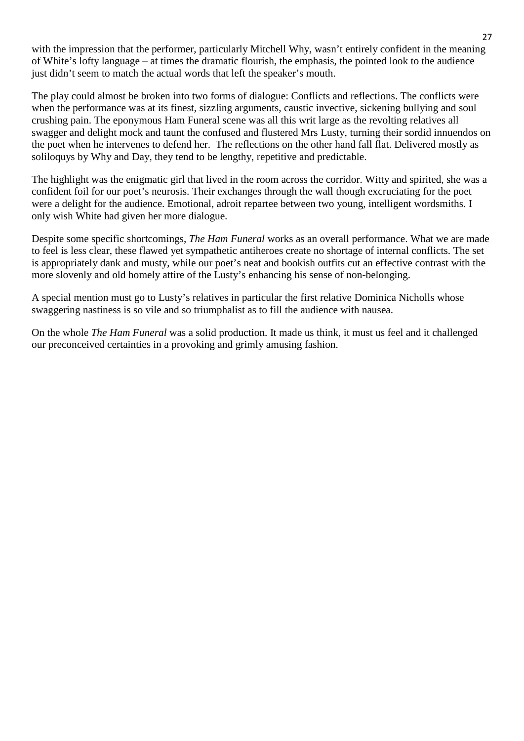with the impression that the performer, particularly Mitchell Why, wasn't entirely confident in the meaning of White's lofty language – at times the dramatic flourish, the emphasis, the pointed look to the audience just didn't seem to match the actual words that left the speaker's mouth.

The play could almost be broken into two forms of dialogue: Conflicts and reflections. The conflicts were when the performance was at its finest, sizzling arguments, caustic invective, sickening bullying and soul crushing pain. The eponymous Ham Funeral scene was all this writ large as the revolting relatives all swagger and delight mock and taunt the confused and flustered Mrs Lusty, turning their sordid innuendos on the poet when he intervenes to defend her.  The reflections on the other hand fall flat. Delivered mostly as soliloquys by Why and Day, they tend to be lengthy, repetitive and predictable.

The highlight was the enigmatic girl that lived in the room across the corridor. Witty and spirited, she was a confident foil for our poet's neurosis. Their exchanges through the wall though excruciating for the poet were a delight for the audience. Emotional, adroit repartee between two young, intelligent wordsmiths. I only wish White had given her more dialogue.

Despite some specific shortcomings, *The Ham Funeral* works as an overall performance. What we are made to feel is less clear, these flawed yet sympathetic antiheroes create no shortage of internal conflicts. The set is appropriately dank and musty, while our poet's neat and bookish outfits cut an effective contrast with the more slovenly and old homely attire of the Lusty's enhancing his sense of non-belonging.

A special mention must go to Lusty's relatives in particular the first relative Dominica Nicholls whose swaggering nastiness is so vile and so triumphalist as to fill the audience with nausea.

On the whole *The Ham Funeral* was a solid production. It made us think, it must us feel and it challenged our preconceived certainties in a provoking and grimly amusing fashion.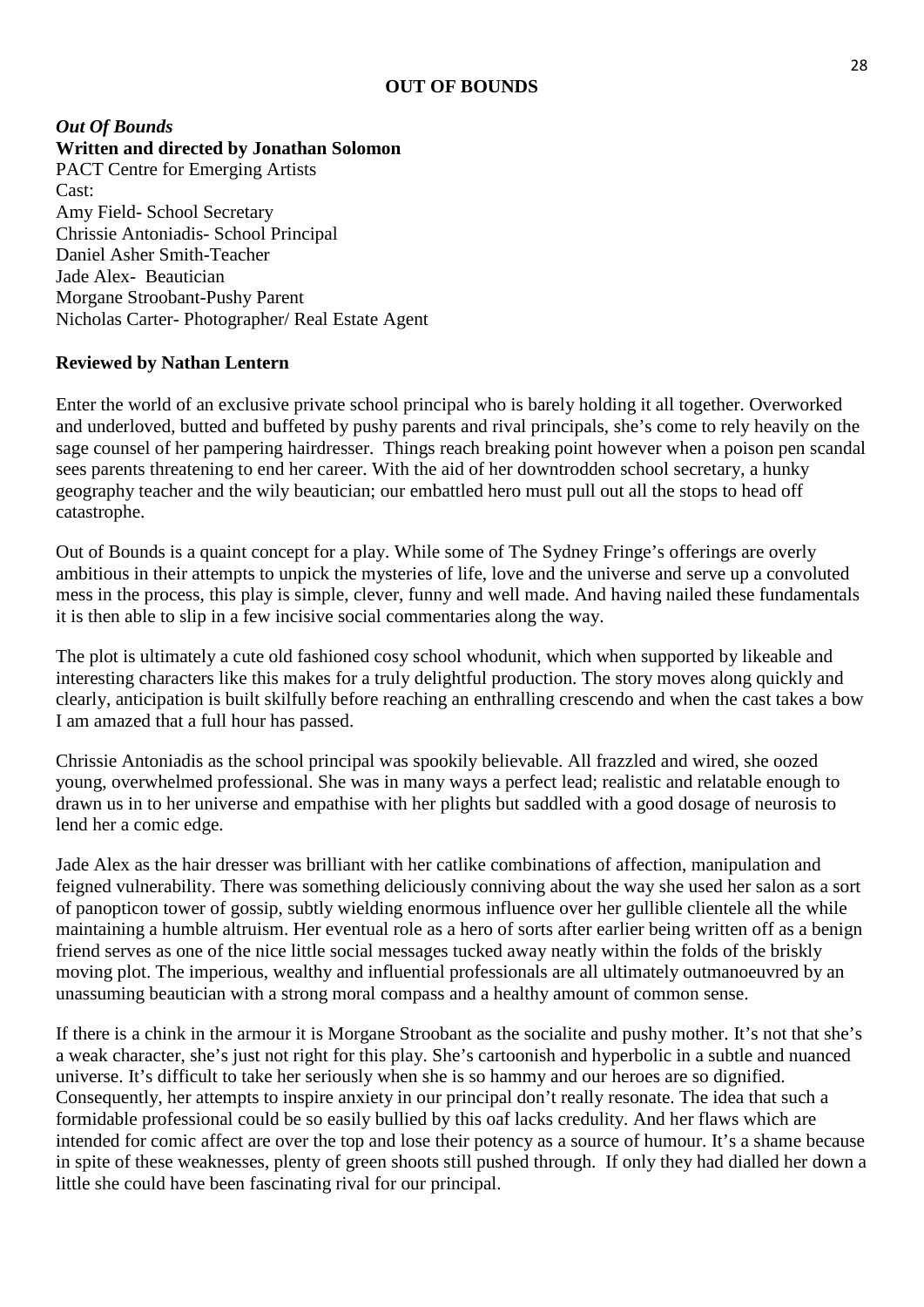## OUT OF BOUNDS

***Out Of Bounds***
**Written and directed by Jonathan Solomon**
PACT Centre for Emerging Artists
Cast:
Amy Field- School Secretary
Chrissie Antoniadis- School Principal
Daniel Asher Smith-Teacher
Jade Alex- Beautician
Morgane Stroobant-Pushy Parent
Nicholas Carter- Photographer/ Real Estate Agent

**Reviewed by Nathan Lentern**

Enter the world of an exclusive private school principal who is barely holding it all together. Overworked and underloved, butted and buffeted by pushy parents and rival principals, she's come to rely heavily on the sage counsel of her pampering hairdresser. Things reach breaking point however when a poison pen scandal sees parents threatening to end her career. With the aid of her downtrodden school secretary, a hunky geography teacher and the wily beautician; our embattled hero must pull out all the stops to head off catastrophe.

Out of Bounds is a quaint concept for a play. While some of The Sydney Fringe's offerings are overly ambitious in their attempts to unpick the mysteries of life, love and the universe and serve up a convoluted mess in the process, this play is simple, clever, funny and well made. And having nailed these fundamentals it is then able to slip in a few incisive social commentaries along the way.

The plot is ultimately a cute old fashioned cosy school whodunit, which when supported by likeable and interesting characters like this makes for a truly delightful production. The story moves along quickly and clearly, anticipation is built skilfully before reaching an enthralling crescendo and when the cast takes a bow I am amazed that a full hour has passed.

Chrissie Antoniadis as the school principal was spookily believable. All frazzled and wired, she oozed young, overwhelmed professional. She was in many ways a perfect lead; realistic and relatable enough to drawn us in to her universe and empathise with her plights but saddled with a good dosage of neurosis to lend her a comic edge.

Jade Alex as the hair dresser was brilliant with her catlike combinations of affection, manipulation and feigned vulnerability. There was something deliciously conniving about the way she used her salon as a sort of panopticon tower of gossip, subtly wielding enormous influence over her gullible clientele all the while maintaining a humble altruism. Her eventual role as a hero of sorts after earlier being written off as a benign friend serves as one of the nice little social messages tucked away neatly within the folds of the briskly moving plot. The imperious, wealthy and influential professionals are all ultimately outmanoeuvred by an unassuming beautician with a strong moral compass and a healthy amount of common sense.

If there is a chink in the armour it is Morgane Stroobant as the socialite and pushy mother. It's not that she's a weak character, she's just not right for this play. She's cartoonish and hyperbolic in a subtle and nuanced universe. It's difficult to take her seriously when she is so hammy and our heroes are so dignified. Consequently, her attempts to inspire anxiety in our principal don't really resonate. The idea that such a formidable professional could be so easily bullied by this oaf lacks credulity. And her flaws which are intended for comic affect are over the top and lose their potency as a source of humour. It's a shame because in spite of these weaknesses, plenty of green shoots still pushed through. If only they had dialled her down a little she could have been fascinating rival for our principal.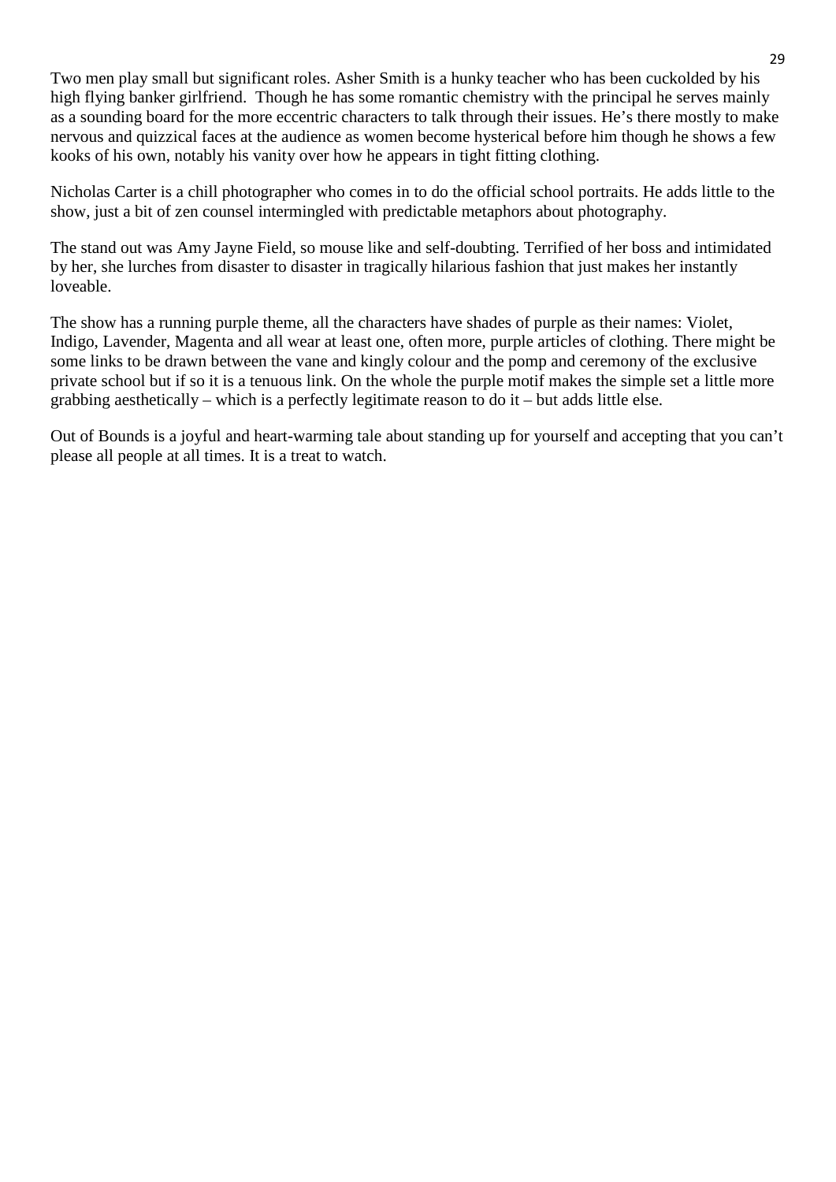Two men play small but significant roles. Asher Smith is a hunky teacher who has been cuckolded by his high flying banker girlfriend.  Though he has some romantic chemistry with the principal he serves mainly as a sounding board for the more eccentric characters to talk through their issues. He's there mostly to make nervous and quizzical faces at the audience as women become hysterical before him though he shows a few kooks of his own, notably his vanity over how he appears in tight fitting clothing.

Nicholas Carter is a chill photographer who comes in to do the official school portraits. He adds little to the show, just a bit of zen counsel intermingled with predictable metaphors about photography.

The stand out was Amy Jayne Field, so mouse like and self-doubting. Terrified of her boss and intimidated by her, she lurches from disaster to disaster in tragically hilarious fashion that just makes her instantly loveable.

The show has a running purple theme, all the characters have shades of purple as their names: Violet, Indigo, Lavender, Magenta and all wear at least one, often more, purple articles of clothing. There might be some links to be drawn between the vane and kingly colour and the pomp and ceremony of the exclusive private school but if so it is a tenuous link. On the whole the purple motif makes the simple set a little more grabbing aesthetically – which is a perfectly legitimate reason to do it – but adds little else.

Out of Bounds is a joyful and heart-warming tale about standing up for yourself and accepting that you can't please all people at all times. It is a treat to watch.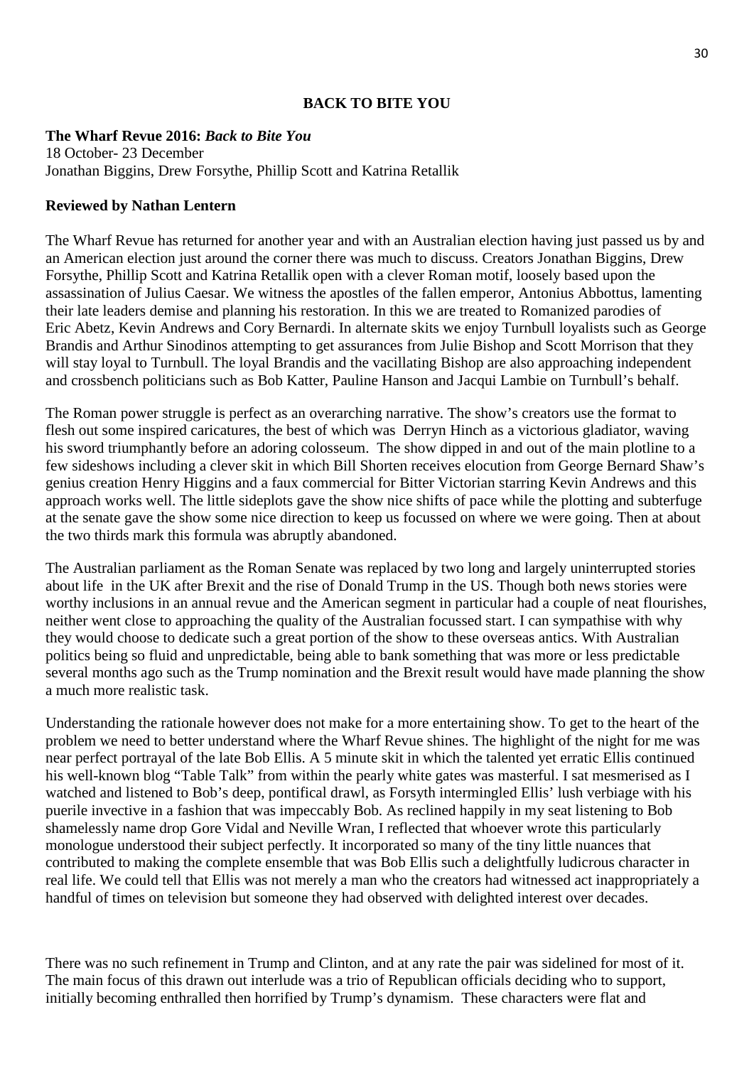## BACK TO BITE YOU

**The Wharf Revue 2016: *Back to Bite You***
18 October- 23 December
Jonathan Biggins, Drew Forsythe, Phillip Scott and Katrina Retallik

**Reviewed by Nathan Lentern**

The Wharf Revue has returned for another year and with an Australian election having just passed us by and an American election just around the corner there was much to discuss. Creators Jonathan Biggins, Drew Forsythe, Phillip Scott and Katrina Retallik open with a clever Roman motif, loosely based upon the assassination of Julius Caesar. We witness the apostles of the fallen emperor, Antonius Abbottus, lamenting their late leaders demise and planning his restoration. In this we are treated to Romanized parodies of Eric Abetz, Kevin Andrews and Cory Bernardi. In alternate skits we enjoy Turnbull loyalists such as George Brandis and Arthur Sinodinos attempting to get assurances from Julie Bishop and Scott Morrison that they will stay loyal to Turnbull. The loyal Brandis and the vacillating Bishop are also approaching independent and crossbench politicians such as Bob Katter, Pauline Hanson and Jacqui Lambie on Turnbull's behalf.

The Roman power struggle is perfect as an overarching narrative. The show's creators use the format to flesh out some inspired caricatures, the best of which was Derryn Hinch as a victorious gladiator, waving his sword triumphantly before an adoring colosseum. The show dipped in and out of the main plotline to a few sideshows including a clever skit in which Bill Shorten receives elocution from George Bernard Shaw's genius creation Henry Higgins and a faux commercial for Bitter Victorian starring Kevin Andrews and this approach works well. The little sideplots gave the show nice shifts of pace while the plotting and subterfuge at the senate gave the show some nice direction to keep us focussed on where we were going. Then at about the two thirds mark this formula was abruptly abandoned.

The Australian parliament as the Roman Senate was replaced by two long and largely uninterrupted stories about life in the UK after Brexit and the rise of Donald Trump in the US. Though both news stories were worthy inclusions in an annual revue and the American segment in particular had a couple of neat flourishes, neither went close to approaching the quality of the Australian focussed start. I can sympathise with why they would choose to dedicate such a great portion of the show to these overseas antics. With Australian politics being so fluid and unpredictable, being able to bank something that was more or less predictable several months ago such as the Trump nomination and the Brexit result would have made planning the show a much more realistic task.

Understanding the rationale however does not make for a more entertaining show. To get to the heart of the problem we need to better understand where the Wharf Revue shines. The highlight of the night for me was near perfect portrayal of the late Bob Ellis. A 5 minute skit in which the talented yet erratic Ellis continued his well-known blog "Table Talk" from within the pearly white gates was masterful. I sat mesmerised as I watched and listened to Bob's deep, pontifical drawl, as Forsyth intermingled Ellis' lush verbiage with his puerile invective in a fashion that was impeccably Bob. As reclined happily in my seat listening to Bob shamelessly name drop Gore Vidal and Neville Wran, I reflected that whoever wrote this particularly monologue understood their subject perfectly. It incorporated so many of the tiny little nuances that contributed to making the complete ensemble that was Bob Ellis such a delightfully ludicrous character in real life. We could tell that Ellis was not merely a man who the creators had witnessed act inappropriately a handful of times on television but someone they had observed with delighted interest over decades.

There was no such refinement in Trump and Clinton, and at any rate the pair was sidelined for most of it. The main focus of this drawn out interlude was a trio of Republican officials deciding who to support, initially becoming enthralled then horrified by Trump's dynamism. These characters were flat and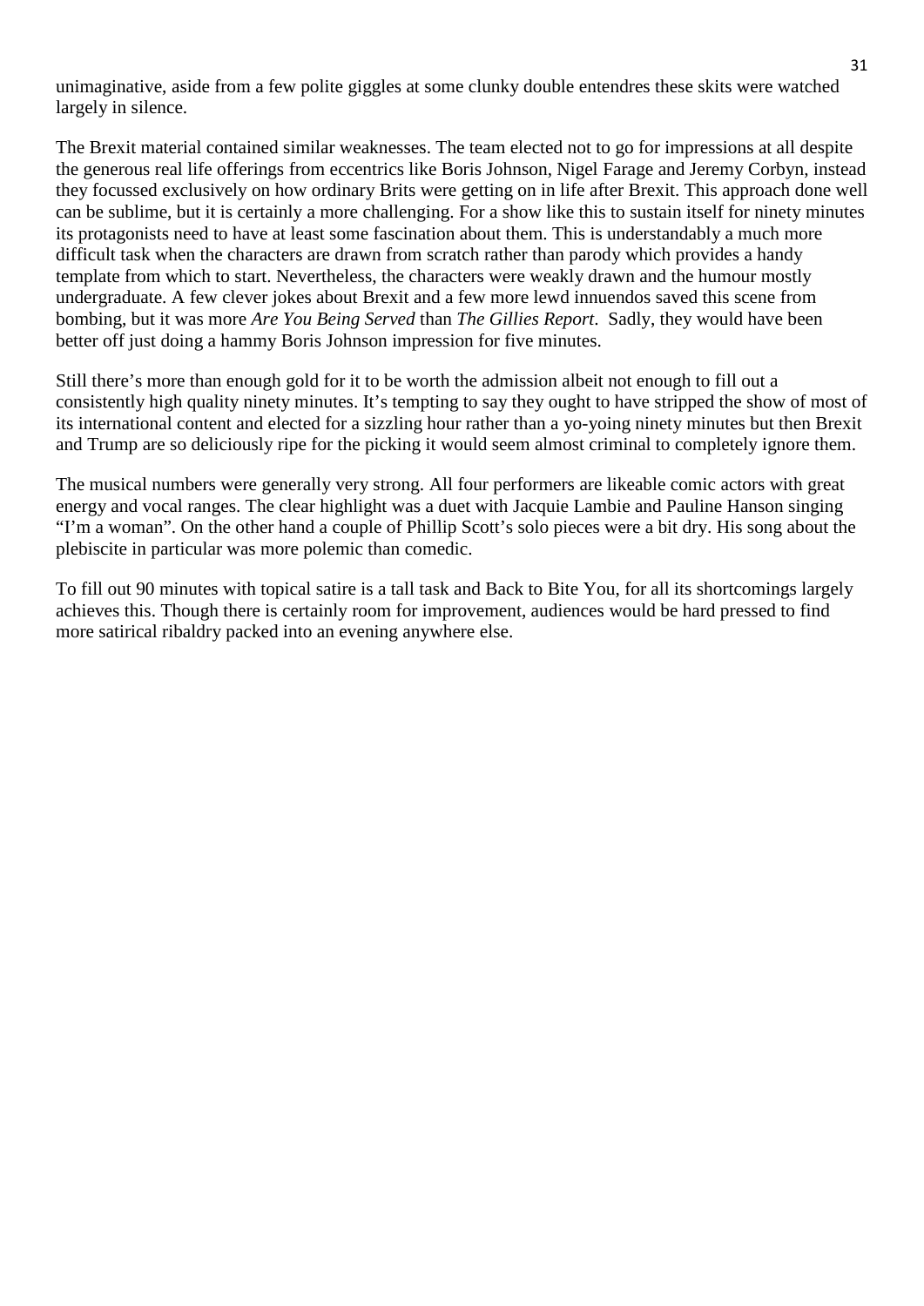unimaginative, aside from a few polite giggles at some clunky double entendres these skits were watched largely in silence.

The Brexit material contained similar weaknesses. The team elected not to go for impressions at all despite the generous real life offerings from eccentrics like Boris Johnson, Nigel Farage and Jeremy Corbyn, instead they focussed exclusively on how ordinary Brits were getting on in life after Brexit. This approach done well can be sublime, but it is certainly a more challenging. For a show like this to sustain itself for ninety minutes its protagonists need to have at least some fascination about them. This is understandably a much more difficult task when the characters are drawn from scratch rather than parody which provides a handy template from which to start. Nevertheless, the characters were weakly drawn and the humour mostly undergraduate. A few clever jokes about Brexit and a few more lewd innuendos saved this scene from bombing, but it was more *Are You Being Served* than *The Gillies Report*.  Sadly, they would have been better off just doing a hammy Boris Johnson impression for five minutes.

Still there's more than enough gold for it to be worth the admission albeit not enough to fill out a consistently high quality ninety minutes. It's tempting to say they ought to have stripped the show of most of its international content and elected for a sizzling hour rather than a yo-yoing ninety minutes but then Brexit and Trump are so deliciously ripe for the picking it would seem almost criminal to completely ignore them.

The musical numbers were generally very strong. All four performers are likeable comic actors with great energy and vocal ranges. The clear highlight was a duet with Jacquie Lambie and Pauline Hanson singing "I'm a woman". On the other hand a couple of Phillip Scott's solo pieces were a bit dry. His song about the plebiscite in particular was more polemic than comedic.

To fill out 90 minutes with topical satire is a tall task and Back to Bite You, for all its shortcomings largely achieves this. Though there is certainly room for improvement, audiences would be hard pressed to find more satirical ribaldry packed into an evening anywhere else.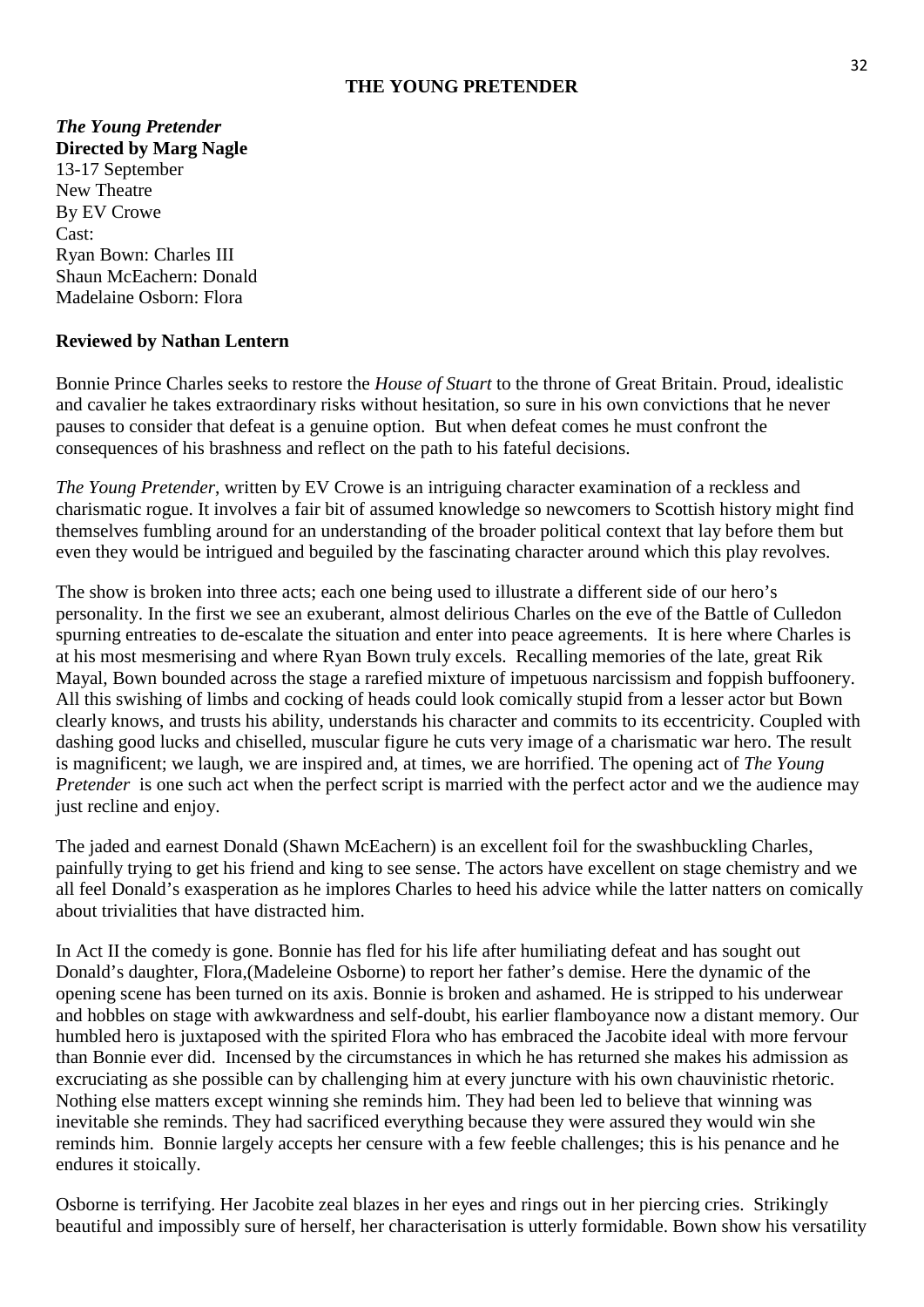**THE YOUNG PRETENDER**

***The Young Pretender***
**Directed by Marg Nagle**
13-17 September
New Theatre
By EV Crowe
Cast:
Ryan Bown: Charles III
Shaun McEachern: Donald
Madelaine Osborn: Flora

**Reviewed by Nathan Lentern**

Bonnie Prince Charles seeks to restore the *House of Stuart* to the throne of Great Britain. Proud, idealistic and cavalier he takes extraordinary risks without hesitation, so sure in his own convictions that he never pauses to consider that defeat is a genuine option. But when defeat comes he must confront the consequences of his brashness and reflect on the path to his fateful decisions.

*The Young Pretender*, written by EV Crowe is an intriguing character examination of a reckless and charismatic rogue. It involves a fair bit of assumed knowledge so newcomers to Scottish history might find themselves fumbling around for an understanding of the broader political context that lay before them but even they would be intrigued and beguiled by the fascinating character around which this play revolves.

The show is broken into three acts; each one being used to illustrate a different side of our hero's personality. In the first we see an exuberant, almost delirious Charles on the eve of the Battle of Culledon spurning entreaties to de-escalate the situation and enter into peace agreements. It is here where Charles is at his most mesmerising and where Ryan Bown truly excels. Recalling memories of the late, great Rik Mayal, Bown bounded across the stage a rarefied mixture of impetuous narcissism and foppish buffoonery. All this swishing of limbs and cocking of heads could look comically stupid from a lesser actor but Bown clearly knows, and trusts his ability, understands his character and commits to its eccentricity. Coupled with dashing good lucks and chiselled, muscular figure he cuts very image of a charismatic war hero. The result is magnificent; we laugh, we are inspired and, at times, we are horrified. The opening act of *The Young Pretender* is one such act when the perfect script is married with the perfect actor and we the audience may just recline and enjoy.

The jaded and earnest Donald (Shawn McEachern) is an excellent foil for the swashbuckling Charles, painfully trying to get his friend and king to see sense. The actors have excellent on stage chemistry and we all feel Donald's exasperation as he implores Charles to heed his advice while the latter natters on comically about trivialities that have distracted him.

In Act II the comedy is gone. Bonnie has fled for his life after humiliating defeat and has sought out Donald's daughter, Flora,(Madeleine Osborne) to report her father's demise. Here the dynamic of the opening scene has been turned on its axis. Bonnie is broken and ashamed. He is stripped to his underwear and hobbles on stage with awkwardness and self-doubt, his earlier flamboyance now a distant memory. Our humbled hero is juxtaposed with the spirited Flora who has embraced the Jacobite ideal with more fervour than Bonnie ever did. Incensed by the circumstances in which he has returned she makes his admission as excruciating as she possible can by challenging him at every juncture with his own chauvinistic rhetoric. Nothing else matters except winning she reminds him. They had been led to believe that winning was inevitable she reminds. They had sacrificed everything because they were assured they would win she reminds him. Bonnie largely accepts her censure with a few feeble challenges; this is his penance and he endures it stoically.

Osborne is terrifying. Her Jacobite zeal blazes in her eyes and rings out in her piercing cries. Strikingly beautiful and impossibly sure of herself, her characterisation is utterly formidable. Bown show his versatility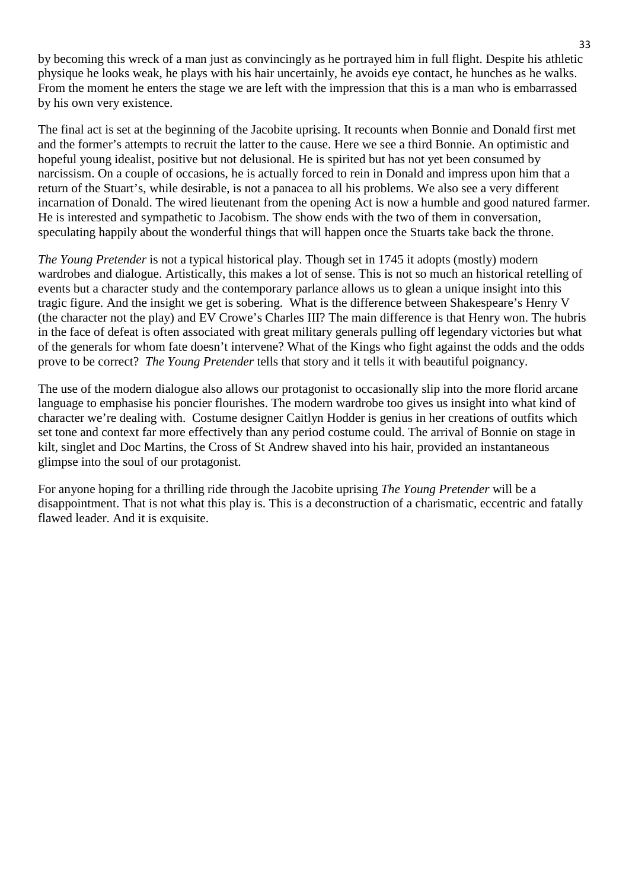by becoming this wreck of a man just as convincingly as he portrayed him in full flight. Despite his athletic physique he looks weak, he plays with his hair uncertainly, he avoids eye contact, he hunches as he walks. From the moment he enters the stage we are left with the impression that this is a man who is embarrassed by his own very existence.

The final act is set at the beginning of the Jacobite uprising. It recounts when Bonnie and Donald first met and the former's attempts to recruit the latter to the cause. Here we see a third Bonnie. An optimistic and hopeful young idealist, positive but not delusional. He is spirited but has not yet been consumed by narcissism. On a couple of occasions, he is actually forced to rein in Donald and impress upon him that a return of the Stuart's, while desirable, is not a panacea to all his problems. We also see a very different incarnation of Donald. The wired lieutenant from the opening Act is now a humble and good natured farmer. He is interested and sympathetic to Jacobism. The show ends with the two of them in conversation, speculating happily about the wonderful things that will happen once the Stuarts take back the throne.

*The Young Pretender* is not a typical historical play. Though set in 1745 it adopts (mostly) modern wardrobes and dialogue. Artistically, this makes a lot of sense. This is not so much an historical retelling of events but a character study and the contemporary parlance allows us to glean a unique insight into this tragic figure. And the insight we get is sobering. What is the difference between Shakespeare's Henry V (the character not the play) and EV Crowe's Charles III? The main difference is that Henry won. The hubris in the face of defeat is often associated with great military generals pulling off legendary victories but what of the generals for whom fate doesn't intervene? What of the Kings who fight against the odds and the odds prove to be correct? *The Young Pretender* tells that story and it tells it with beautiful poignancy.

The use of the modern dialogue also allows our protagonist to occasionally slip into the more florid arcane language to emphasise his poncier flourishes. The modern wardrobe too gives us insight into what kind of character we're dealing with. Costume designer Caitlyn Hodder is genius in her creations of outfits which set tone and context far more effectively than any period costume could. The arrival of Bonnie on stage in kilt, singlet and Doc Martins, the Cross of St Andrew shaved into his hair, provided an instantaneous glimpse into the soul of our protagonist.

For anyone hoping for a thrilling ride through the Jacobite uprising *The Young Pretender* will be a disappointment. That is not what this play is. This is a deconstruction of a charismatic, eccentric and fatally flawed leader. And it is exquisite.